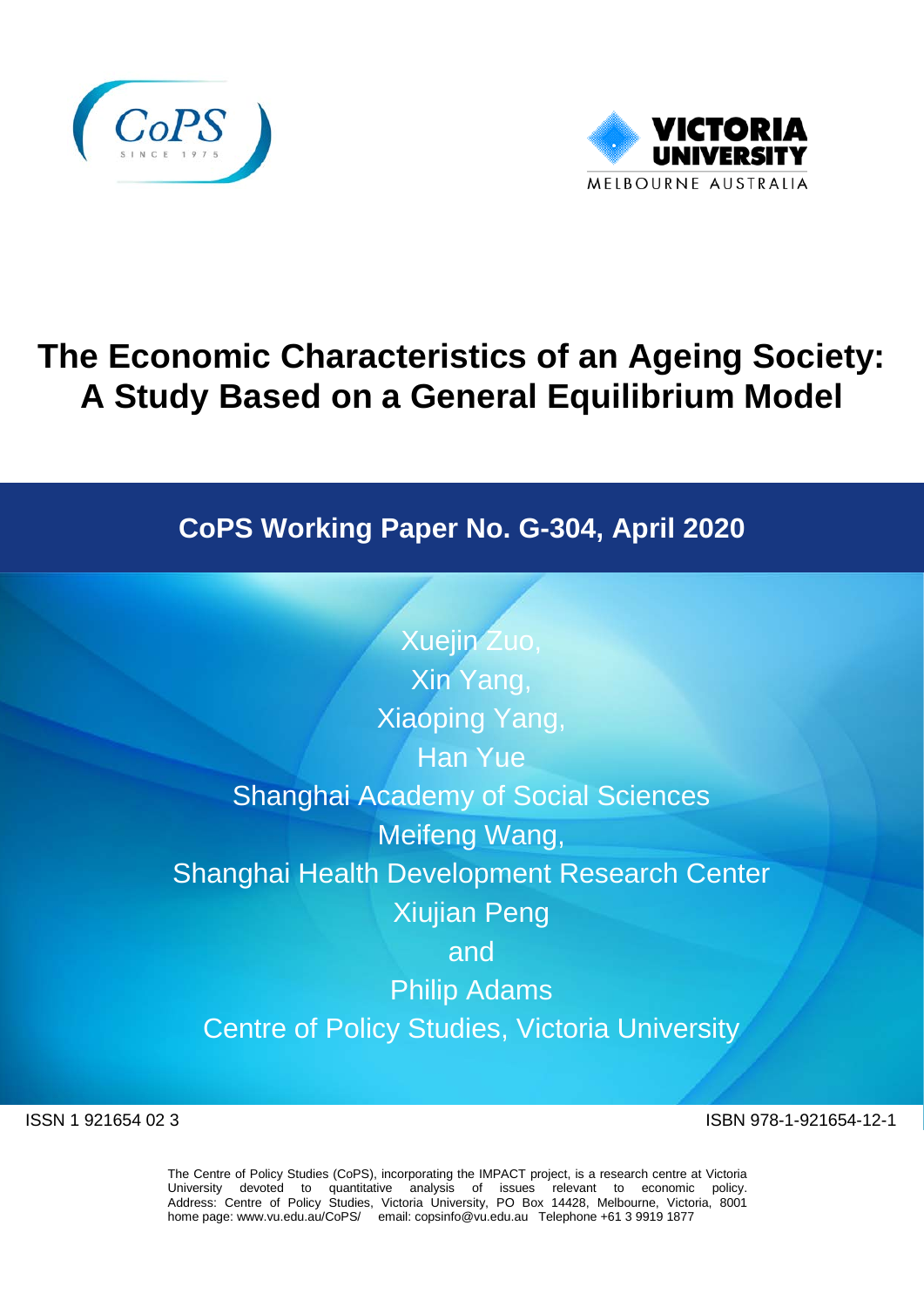# The Economic Characteristics of an Ageing Society: A Study Based on a General Equilibrium Model

**CoPS Working Paper No. G-304, April 2020**

Xuejin Zuo,
Xin Yang,
Xiaoping Yang,
Han Yue
Shanghai Academy of Social Sciences
Meifeng Wang,
Shanghai Health Development Research Center
Xiujian Peng
and
Philip Adams
Centre of Policy Studies, Victoria University

ISSN 1 921654 02 3 ISBN 978-1-921654-12-1

The Centre of Policy Studies (CoPS), incorporating the IMPACT project, is a research centre at Victoria University devoted to quantitative analysis of issues relevant to economic policy. Address: Centre of Policy Studies, Victoria University, PO Box 14428, Melbourne, Victoria, 8001 home page: www.vu.edu.au/CoPS/ email: copsinfo@vu.edu.au Telephone +61 3 9919 1877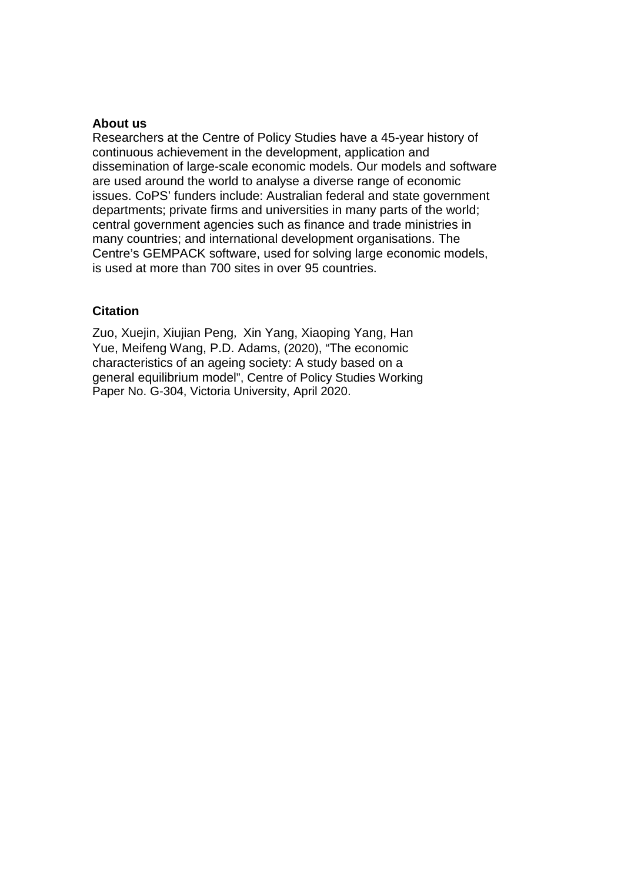**About us**

Researchers at the Centre of Policy Studies have a 45-year history of continuous achievement in the development, application and dissemination of large-scale economic models. Our models and software are used around the world to analyse a diverse range of economic issues. CoPS' funders include: Australian federal and state government departments; private firms and universities in many parts of the world; central government agencies such as finance and trade ministries in many countries; and international development organisations. The Centre's GEMPACK software, used for solving large economic models, is used at more than 700 sites in over 95 countries.

**Citation**

Zuo, Xuejin, Xiujian Peng, Xin Yang, Xiaoping Yang, Han Yue, Meifeng Wang, P.D. Adams, (2020), "The economic characteristics of an ageing society: A study based on a general equilibrium model", Centre of Policy Studies Working Paper No. G-304, Victoria University, April 2020.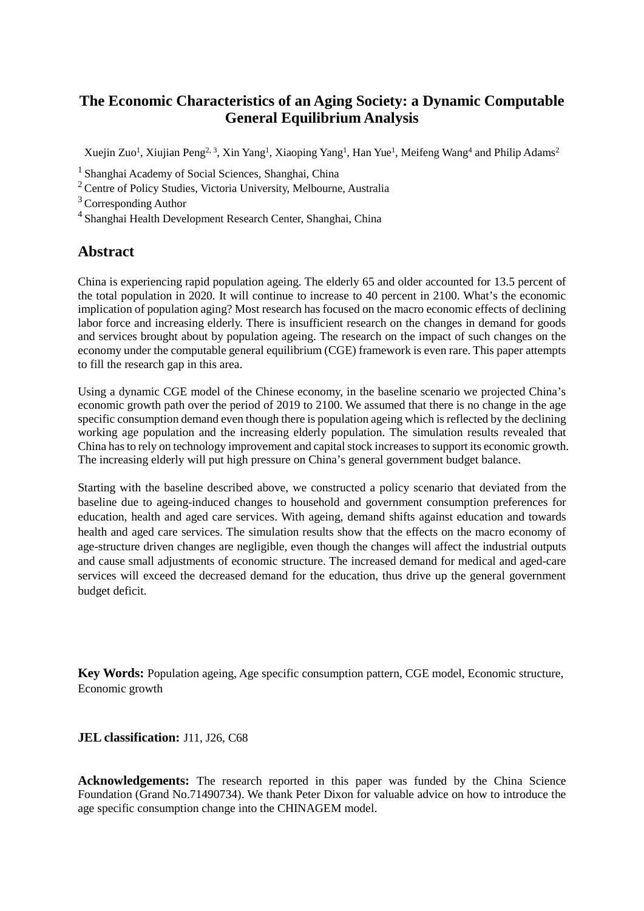# The Economic Characteristics of an Aging Society: a Dynamic Computable General Equilibrium Analysis

Xuejin Zuo[1], Xiujian Peng[2, 3], Xin Yang[1], Xiaoping Yang[1], Han Yue[1], Meifeng Wang[4] and Philip Adams[2]

[1] Shanghai Academy of Social Sciences, Shanghai, China

[2] Centre of Policy Studies, Victoria University, Melbourne, Australia

[3] Corresponding Author

[4] Shanghai Health Development Research Center, Shanghai, China

## Abstract

China is experiencing rapid population ageing. The elderly 65 and older accounted for 13.5 percent of the total population in 2020. It will continue to increase to 40 percent in 2100. What's the economic implication of population aging? Most research has focused on the macro economic effects of declining labor force and increasing elderly. There is insufficient research on the changes in demand for goods and services brought about by population ageing. The research on the impact of such changes on the economy under the computable general equilibrium (CGE) framework is even rare. This paper attempts to fill the research gap in this area.

Using a dynamic CGE model of the Chinese economy, in the baseline scenario we projected China's economic growth path over the period of 2019 to 2100. We assumed that there is no change in the age specific consumption demand even though there is population ageing which is reflected by the declining working age population and the increasing elderly population. The simulation results revealed that China has to rely on technology improvement and capital stock increases to support its economic growth. The increasing elderly will put high pressure on China's general government budget balance.

Starting with the baseline described above, we constructed a policy scenario that deviated from the baseline due to ageing-induced changes to household and government consumption preferences for education, health and aged care services. With ageing, demand shifts against education and towards health and aged care services. The simulation results show that the effects on the macro economy of age-structure driven changes are negligible, even though the changes will affect the industrial outputs and cause small adjustments of economic structure. The increased demand for medical and aged-care services will exceed the decreased demand for the education, thus drive up the general government budget deficit.

**Key Words:** Population ageing, Age specific consumption pattern, CGE model, Economic structure, Economic growth

**JEL classification:** J11, J26, C68

**Acknowledgements:** The research reported in this paper was funded by the China Science Foundation (Grand No.71490734). We thank Peter Dixon for valuable advice on how to introduce the age specific consumption change into the CHINAGEM model.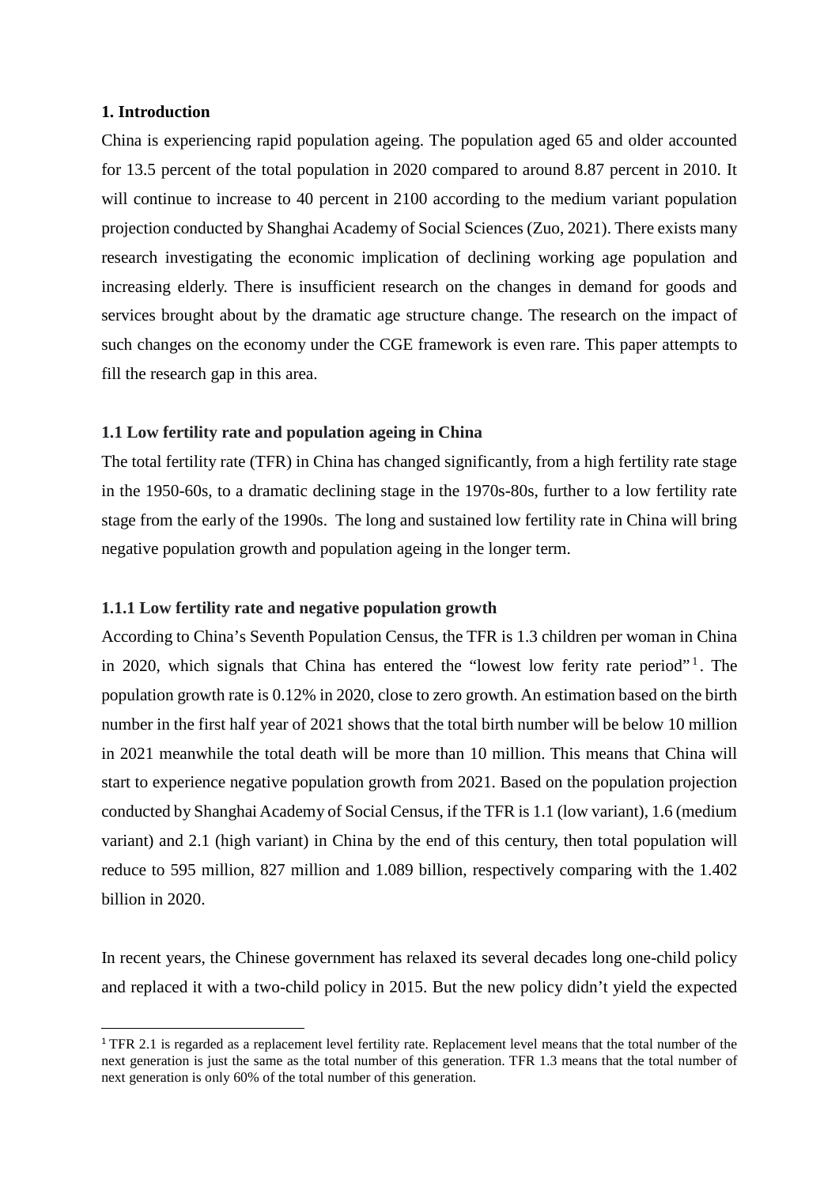# 1. Introduction

China is experiencing rapid population ageing. The population aged 65 and older accounted for 13.5 percent of the total population in 2020 compared to around 8.87 percent in 2010. It will continue to increase to 40 percent in 2100 according to the medium variant population projection conducted by Shanghai Academy of Social Sciences (Zuo, 2021). There exists many research investigating the economic implication of declining working age population and increasing elderly. There is insufficient research on the changes in demand for goods and services brought about by the dramatic age structure change. The research on the impact of such changes on the economy under the CGE framework is even rare. This paper attempts to fill the research gap in this area.

## 1.1 Low fertility rate and population ageing in China

The total fertility rate (TFR) in China has changed significantly, from a high fertility rate stage in the 1950-60s, to a dramatic declining stage in the 1970s-80s, further to a low fertility rate stage from the early of the 1990s. The long and sustained low fertility rate in China will bring negative population growth and population ageing in the longer term.

### 1.1.1 Low fertility rate and negative population growth

According to China's Seventh Population Census, the TFR is 1.3 children per woman in China in 2020, which signals that China has entered the "lowest low ferity rate period"[1]. The population growth rate is 0.12% in 2020, close to zero growth. An estimation based on the birth number in the first half year of 2021 shows that the total birth number will be below 10 million in 2021 meanwhile the total death will be more than 10 million. This means that China will start to experience negative population growth from 2021. Based on the population projection conducted by Shanghai Academy of Social Census, if the TFR is 1.1 (low variant), 1.6 (medium variant) and 2.1 (high variant) in China by the end of this century, then total population will reduce to 595 million, 827 million and 1.089 billion, respectively comparing with the 1.402 billion in 2020.

In recent years, the Chinese government has relaxed its several decades long one-child policy and replaced it with a two-child policy in 2015. But the new policy didn't yield the expected

[1] TFR 2.1 is regarded as a replacement level fertility rate. Replacement level means that the total number of the next generation is just the same as the total number of this generation. TFR 1.3 means that the total number of next generation is only 60% of the total number of this generation.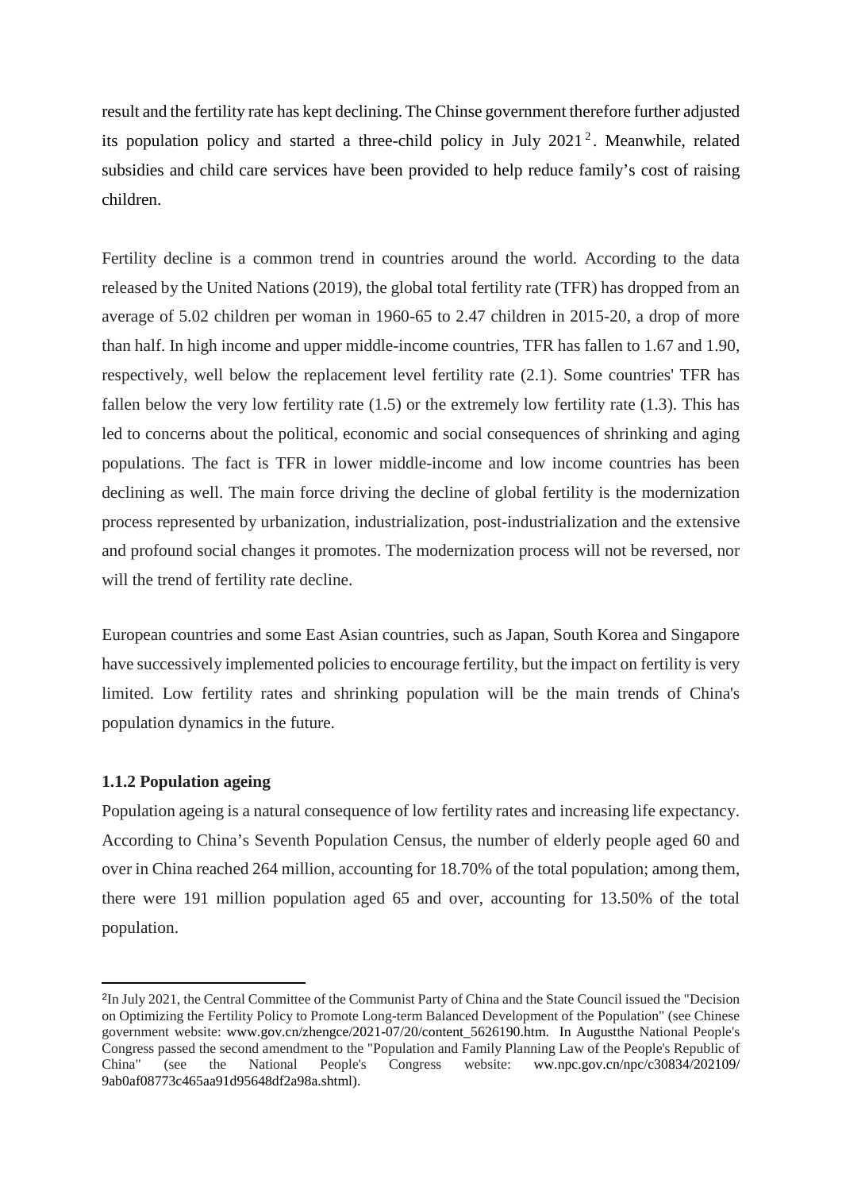result and the fertility rate has kept declining. The Chinse government therefore further adjusted its population policy and started a three-child policy in July 2021[2]. Meanwhile, related subsidies and child care services have been provided to help reduce family's cost of raising children.

Fertility decline is a common trend in countries around the world. According to the data released by the United Nations (2019), the global total fertility rate (TFR) has dropped from an average of 5.02 children per woman in 1960-65 to 2.47 children in 2015-20, a drop of more than half. In high income and upper middle-income countries, TFR has fallen to 1.67 and 1.90, respectively, well below the replacement level fertility rate (2.1). Some countries' TFR has fallen below the very low fertility rate (1.5) or the extremely low fertility rate (1.3). This has led to concerns about the political, economic and social consequences of shrinking and aging populations. The fact is TFR in lower middle-income and low income countries has been declining as well. The main force driving the decline of global fertility is the modernization process represented by urbanization, industrialization, post-industrialization and the extensive and profound social changes it promotes. The modernization process will not be reversed, nor will the trend of fertility rate decline.

European countries and some East Asian countries, such as Japan, South Korea and Singapore have successively implemented policies to encourage fertility, but the impact on fertility is very limited. Low fertility rates and shrinking population will be the main trends of China's population dynamics in the future.

### 1.1.2 Population ageing

Population ageing is a natural consequence of low fertility rates and increasing life expectancy. According to China's Seventh Population Census, the number of elderly people aged 60 and over in China reached 264 million, accounting for 18.70% of the total population; among them, there were 191 million population aged 65 and over, accounting for 13.50% of the total population.

---

[2] In July 2021, the Central Committee of the Communist Party of China and the State Council issued the "Decision on Optimizing the Fertility Policy to Promote Long-term Balanced Development of the Population" (see Chinese government website: www.gov.cn/zhengce/2021-07/20/content_5626190.htm. In Augustthe National People's Congress passed the second amendment to the "Population and Family Planning Law of the People's Republic of China" (see the National People's Congress website: ww.npc.gov.cn/npc/c30834/202109/9ab0af08773c465aa91d95648df2a98a.shtml).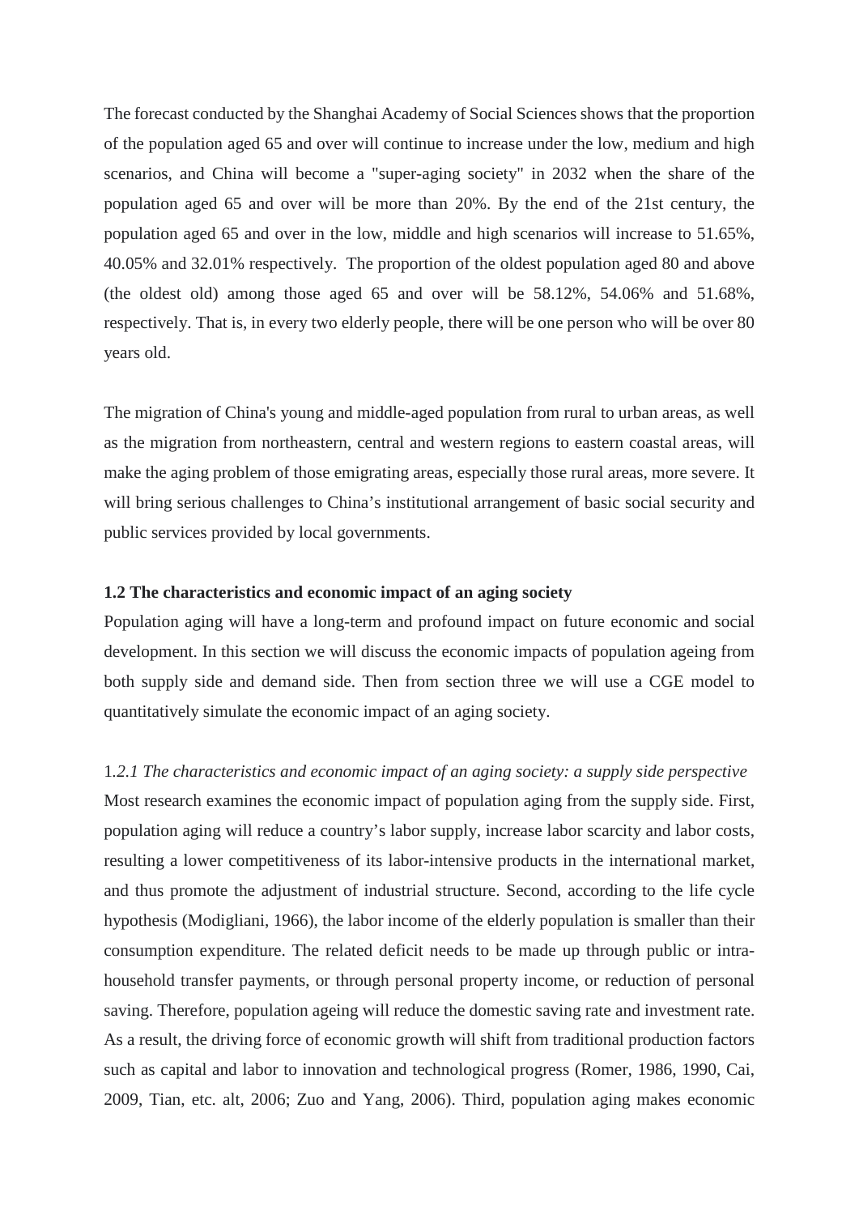The forecast conducted by the Shanghai Academy of Social Sciences shows that the proportion of the population aged 65 and over will continue to increase under the low, medium and high scenarios, and China will become a "super-aging society" in 2032 when the share of the population aged 65 and over will be more than 20%. By the end of the 21st century, the population aged 65 and over in the low, middle and high scenarios will increase to 51.65%, 40.05% and 32.01% respectively. The proportion of the oldest population aged 80 and above (the oldest old) among those aged 65 and over will be 58.12%, 54.06% and 51.68%, respectively. That is, in every two elderly people, there will be one person who will be over 80 years old.

The migration of China's young and middle-aged population from rural to urban areas, as well as the migration from northeastern, central and western regions to eastern coastal areas, will make the aging problem of those emigrating areas, especially those rural areas, more severe. It will bring serious challenges to China's institutional arrangement of basic social security and public services provided by local governments.

### 1.2 The characteristics and economic impact of an aging society

Population aging will have a long-term and profound impact on future economic and social development. In this section we will discuss the economic impacts of population ageing from both supply side and demand side. Then from section three we will use a CGE model to quantitatively simulate the economic impact of an aging society.

#### 1*.2.1 The characteristics and economic impact of an aging society: a supply side perspective*

Most research examines the economic impact of population aging from the supply side. First, population aging will reduce a country's labor supply, increase labor scarcity and labor costs, resulting a lower competitiveness of its labor-intensive products in the international market, and thus promote the adjustment of industrial structure. Second, according to the life cycle hypothesis (Modigliani, 1966), the labor income of the elderly population is smaller than their consumption expenditure. The related deficit needs to be made up through public or intra-household transfer payments, or through personal property income, or reduction of personal saving. Therefore, population ageing will reduce the domestic saving rate and investment rate. As a result, the driving force of economic growth will shift from traditional production factors such as capital and labor to innovation and technological progress (Romer, 1986, 1990, Cai, 2009, Tian, etc. alt, 2006; Zuo and Yang, 2006). Third, population aging makes economic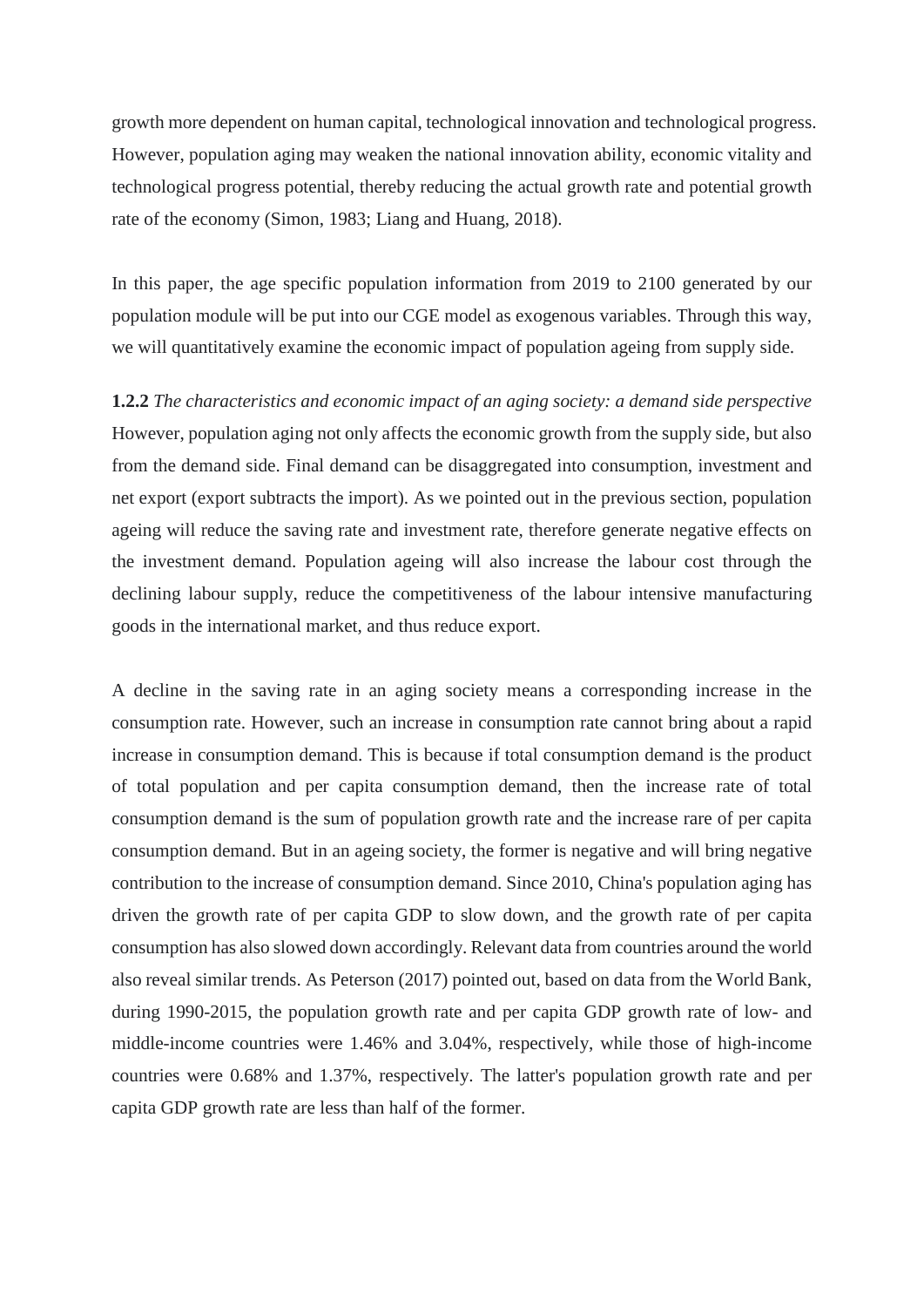growth more dependent on human capital, technological innovation and technological progress. However, population aging may weaken the national innovation ability, economic vitality and technological progress potential, thereby reducing the actual growth rate and potential growth rate of the economy (Simon, 1983; Liang and Huang, 2018).

In this paper, the age specific population information from 2019 to 2100 generated by our population module will be put into our CGE model as exogenous variables. Through this way, we will quantitatively examine the economic impact of population ageing from supply side.

**1.2.2** *The characteristics and economic impact of an aging society: a demand side perspective*
However, population aging not only affects the economic growth from the supply side, but also from the demand side. Final demand can be disaggregated into consumption, investment and net export (export subtracts the import). As we pointed out in the previous section, population ageing will reduce the saving rate and investment rate, therefore generate negative effects on the investment demand. Population ageing will also increase the labour cost through the declining labour supply, reduce the competitiveness of the labour intensive manufacturing goods in the international market, and thus reduce export.

A decline in the saving rate in an aging society means a corresponding increase in the consumption rate. However, such an increase in consumption rate cannot bring about a rapid increase in consumption demand. This is because if total consumption demand is the product of total population and per capita consumption demand, then the increase rate of total consumption demand is the sum of population growth rate and the increase rare of per capita consumption demand. But in an ageing society, the former is negative and will bring negative contribution to the increase of consumption demand. Since 2010, China's population aging has driven the growth rate of per capita GDP to slow down, and the growth rate of per capita consumption has also slowed down accordingly. Relevant data from countries around the world also reveal similar trends. As Peterson (2017) pointed out, based on data from the World Bank, during 1990-2015, the population growth rate and per capita GDP growth rate of low- and middle-income countries were 1.46% and 3.04%, respectively, while those of high-income countries were 0.68% and 1.37%, respectively. The latter's population growth rate and per capita GDP growth rate are less than half of the former.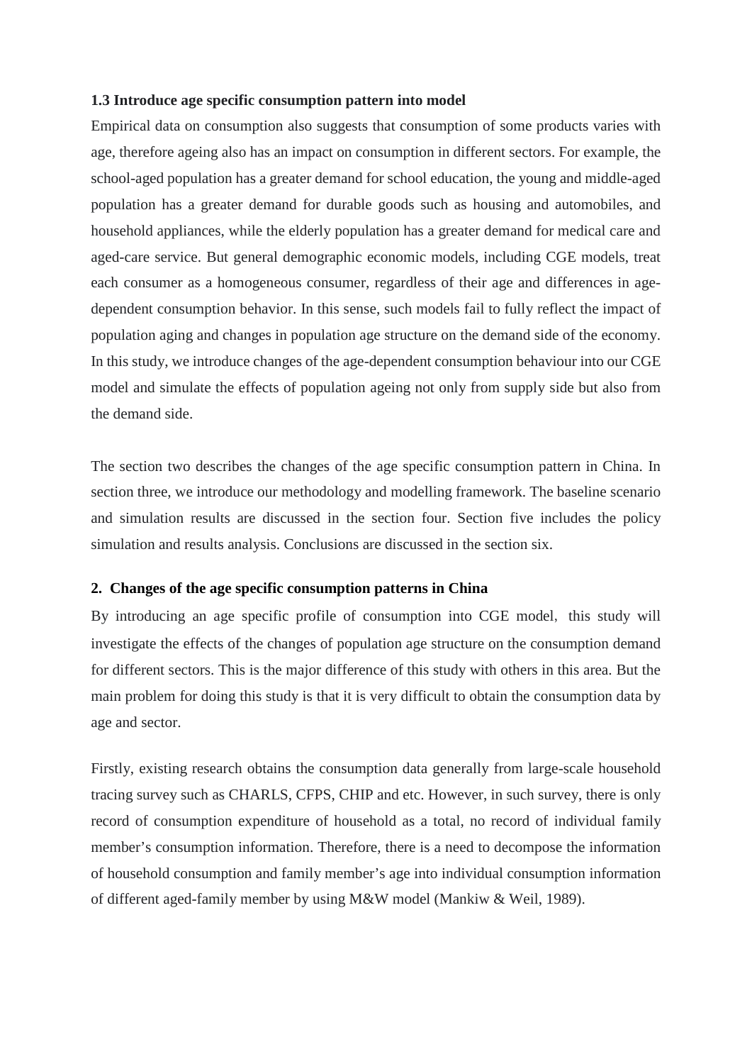### 1.3 Introduce age specific consumption pattern into model

Empirical data on consumption also suggests that consumption of some products varies with age, therefore ageing also has an impact on consumption in different sectors. For example, the school-aged population has a greater demand for school education, the young and middle-aged population has a greater demand for durable goods such as housing and automobiles, and household appliances, while the elderly population has a greater demand for medical care and aged-care service. But general demographic economic models, including CGE models, treat each consumer as a homogeneous consumer, regardless of their age and differences in age-dependent consumption behavior. In this sense, such models fail to fully reflect the impact of population aging and changes in population age structure on the demand side of the economy. In this study, we introduce changes of the age-dependent consumption behaviour into our CGE model and simulate the effects of population ageing not only from supply side but also from the demand side.

The section two describes the changes of the age specific consumption pattern in China. In section three, we introduce our methodology and modelling framework. The baseline scenario and simulation results are discussed in the section four. Section five includes the policy simulation and results analysis. Conclusions are discussed in the section six.

## 2. Changes of the age specific consumption patterns in China

By introducing an age specific profile of consumption into CGE model, this study will investigate the effects of the changes of population age structure on the consumption demand for different sectors. This is the major difference of this study with others in this area. But the main problem for doing this study is that it is very difficult to obtain the consumption data by age and sector.

Firstly, existing research obtains the consumption data generally from large-scale household tracing survey such as CHARLS, CFPS, CHIP and etc. However, in such survey, there is only record of consumption expenditure of household as a total, no record of individual family member's consumption information. Therefore, there is a need to decompose the information of household consumption and family member's age into individual consumption information of different aged-family member by using M&W model (Mankiw & Weil, 1989).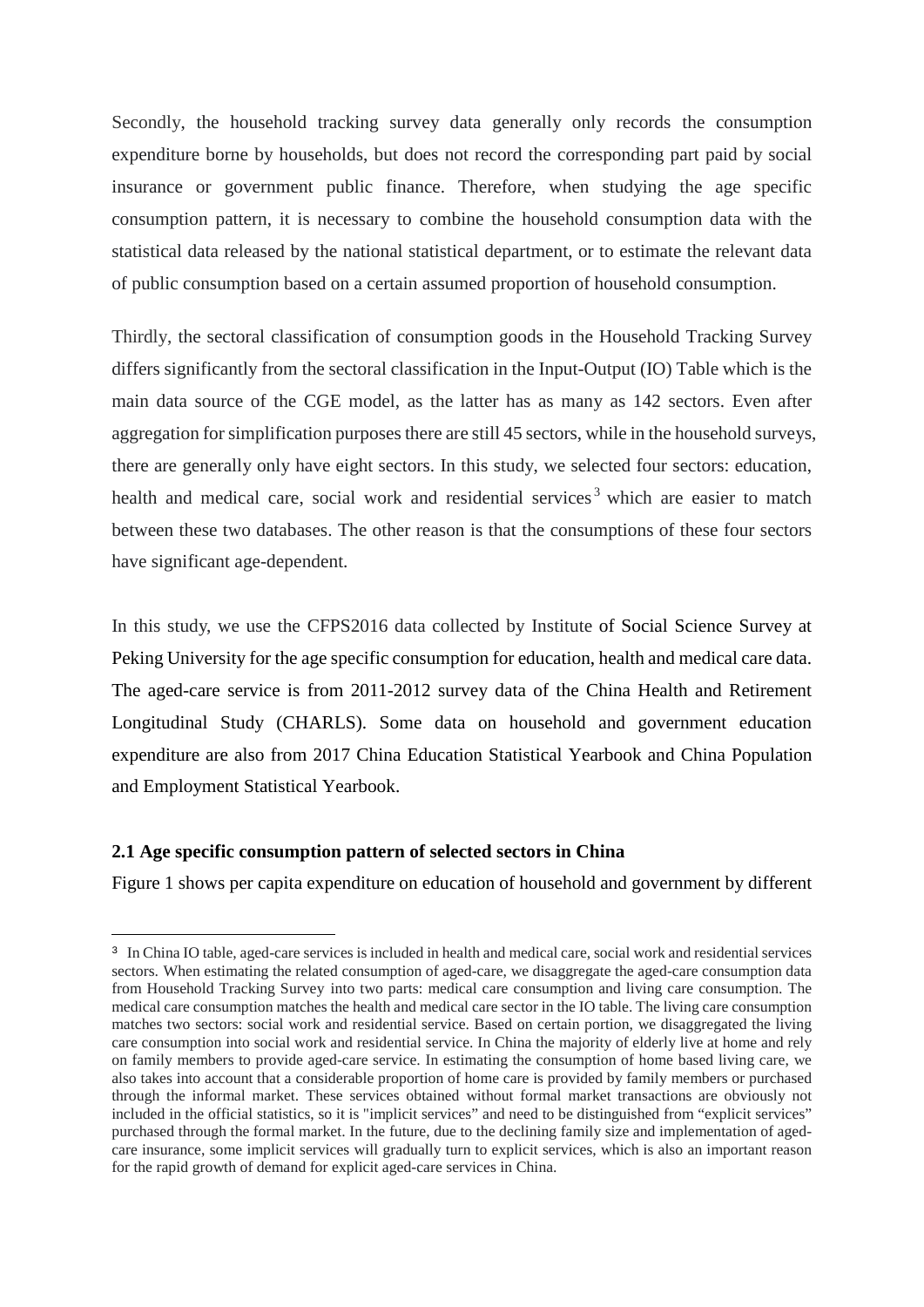Secondly, the household tracking survey data generally only records the consumption expenditure borne by households, but does not record the corresponding part paid by social insurance or government public finance. Therefore, when studying the age specific consumption pattern, it is necessary to combine the household consumption data with the statistical data released by the national statistical department, or to estimate the relevant data of public consumption based on a certain assumed proportion of household consumption.

Thirdly, the sectoral classification of consumption goods in the Household Tracking Survey differs significantly from the sectoral classification in the Input-Output (IO) Table which is the main data source of the CGE model, as the latter has as many as 142 sectors. Even after aggregation for simplification purposes there are still 45 sectors, while in the household surveys, there are generally only have eight sectors. In this study, we selected four sectors: education, health and medical care, social work and residential services[3] which are easier to match between these two databases. The other reason is that the consumptions of these four sectors have significant age-dependent.

In this study, we use the CFPS2016 data collected by Institute of Social Science Survey at Peking University for the age specific consumption for education, health and medical care data. The aged-care service is from 2011-2012 survey data of the China Health and Retirement Longitudinal Study (CHARLS). Some data on household and government education expenditure are also from 2017 China Education Statistical Yearbook and China Population and Employment Statistical Yearbook.

**2.1 Age specific consumption pattern of selected sectors in China**

Figure 1 shows per capita expenditure on education of household and government by different

---

[3] In China IO table, aged-care services is included in health and medical care, social work and residential services sectors. When estimating the related consumption of aged-care, we disaggregate the aged-care consumption data from Household Tracking Survey into two parts: medical care consumption and living care consumption. The medical care consumption matches the health and medical care sector in the IO table. The living care consumption matches two sectors: social work and residential service. Based on certain portion, we disaggregated the living care consumption into social work and residential service. In China the majority of elderly live at home and rely on family members to provide aged-care service. In estimating the consumption of home based living care, we also takes into account that a considerable proportion of home care is provided by family members or purchased through the informal market. These services obtained without formal market transactions are obviously not included in the official statistics, so it is "implicit services" and need to be distinguished from "explicit services" purchased through the formal market. In the future, due to the declining family size and implementation of aged-care insurance, some implicit services will gradually turn to explicit services, which is also an important reason for the rapid growth of demand for explicit aged-care services in China.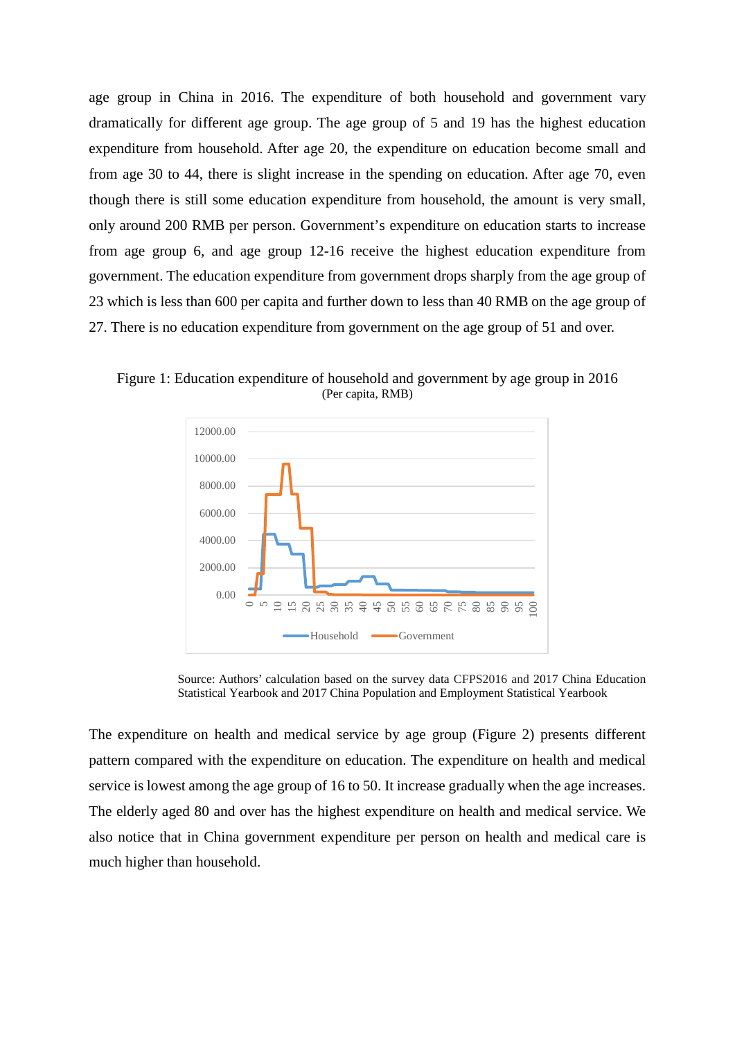age group in China in 2016. The expenditure of both household and government vary dramatically for different age group. The age group of 5 and 19 has the highest education expenditure from household. After age 20, the expenditure on education become small and from age 30 to 44, there is slight increase in the spending on education. After age 70, even though there is still some education expenditure from household, the amount is very small, only around 200 RMB per person. Government's expenditure on education starts to increase from age group 6, and age group 12-16 receive the highest education expenditure from government. The education expenditure from government drops sharply from the age group of 23 which is less than 600 per capita and further down to less than 40 RMB on the age group of 27. There is no education expenditure from government on the age group of 51 and over.

Figure 1: Education expenditure of household and government by age group in 2016
(Per capita, RMB)

12000.00
10000.00
8000.00
6000.00
4000.00
2000.00
0.00

0 5 10 15 20 25 30 35 40 45 50 55 60 65 70 75 80 85 90 95 100

Household Government

Source: Authors' calculation based on the survey data CFPS2016 and 2017 China Education Statistical Yearbook and 2017 China Population and Employment Statistical Yearbook

The expenditure on health and medical service by age group (Figure 2) presents different pattern compared with the expenditure on education. The expenditure on health and medical service is lowest among the age group of 16 to 50. It increase gradually when the age increases. The elderly aged 80 and over has the highest expenditure on health and medical service. We also notice that in China government expenditure per person on health and medical care is much higher than household.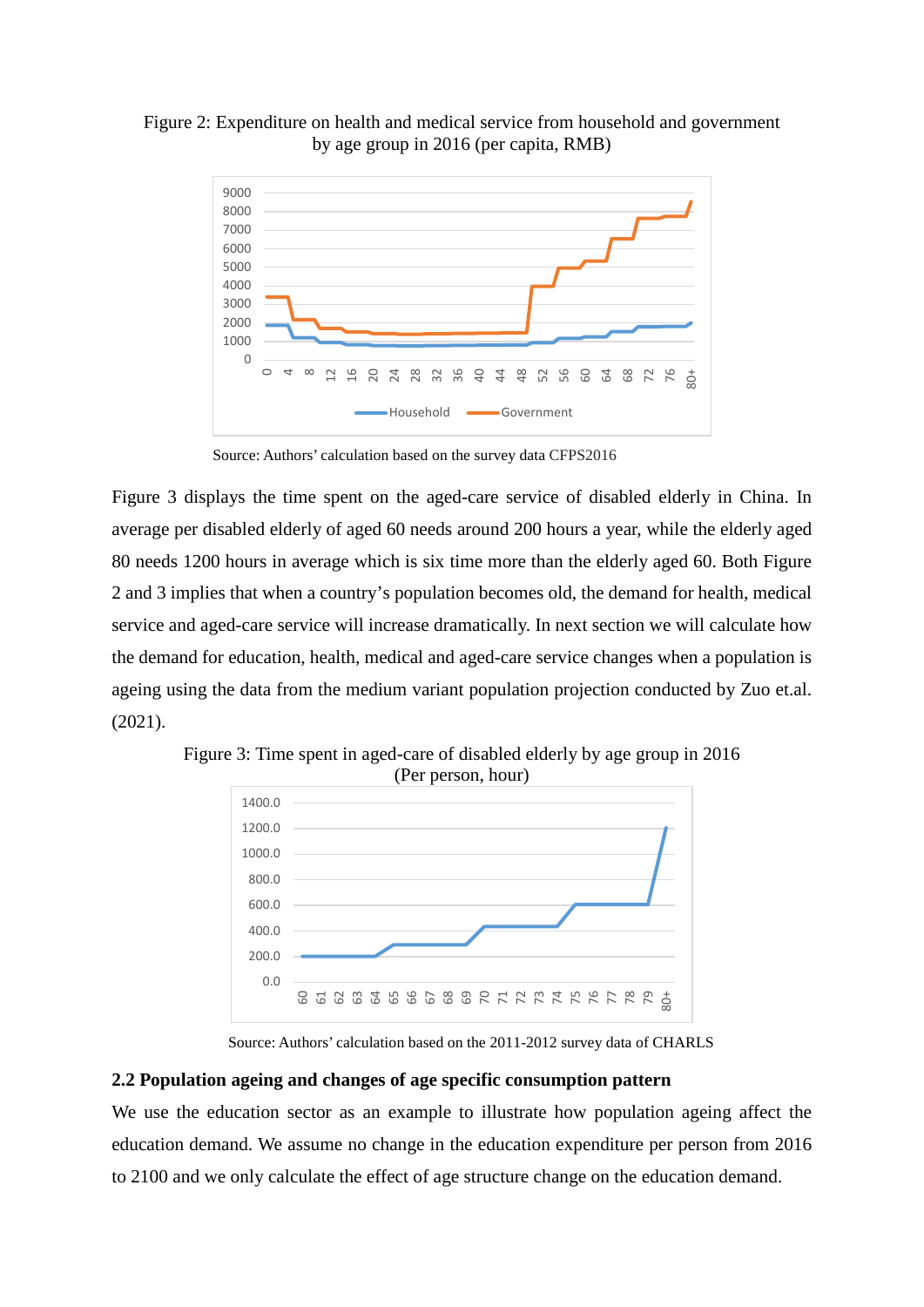Figure 2: Expenditure on health and medical service from household and government by age group in 2016 (per capita, RMB)

9000
8000
7000
6000
5000
4000
3000
2000
1000
0

0 4 8 12 16 20 24 28 32 36 40 44 48 52 56 60 64 68 72 76 80+

Household Government

Source: Authors' calculation based on the survey data CFPS2016

Figure 3 displays the time spent on the aged-care service of disabled elderly in China. In average per disabled elderly of aged 60 needs around 200 hours a year, while the elderly aged 80 needs 1200 hours in average which is six time more than the elderly aged 60. Both Figure 2 and 3 implies that when a country's population becomes old, the demand for health, medical service and aged-care service will increase dramatically. In next section we will calculate how the demand for education, health, medical and aged-care service changes when a population is ageing using the data from the medium variant population projection conducted by Zuo et.al. (2021).

Figure 3: Time spent in aged-care of disabled elderly by age group in 2016 (Per person, hour)

1400.0
1200.0
1000.0
800.0
600.0
400.0
200.0
0.0

60 61 62 63 64 65 66 67 68 69 70 71 72 73 74 75 76 77 78 79 80+

Source: Authors' calculation based on the 2011-2012 survey data of CHARLS

### 2.2 Population ageing and changes of age specific consumption pattern

We use the education sector as an example to illustrate how population ageing affect the education demand. We assume no change in the education expenditure per person from 2016 to 2100 and we only calculate the effect of age structure change on the education demand.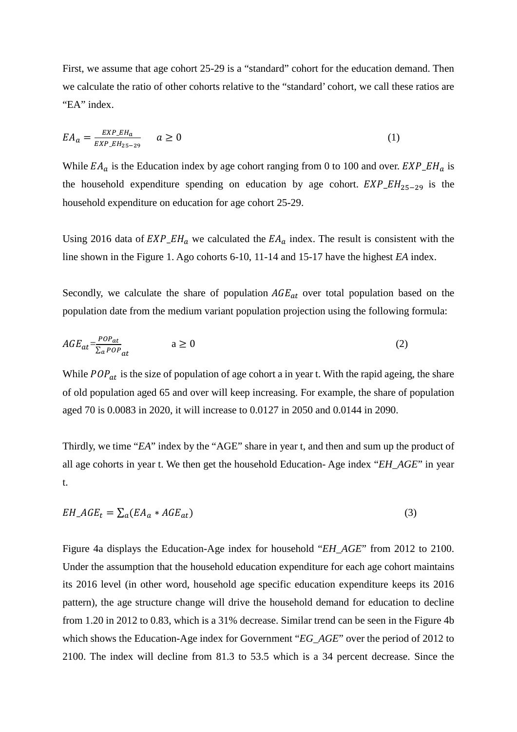First, we assume that age cohort 25-29 is a "standard" cohort for the education demand. Then we calculate the ratio of other cohorts relative to the "standard' cohort, we call these ratios are "EA" index.

$$EA_a = \frac{EXP\_EH_a}{EXP\_EH_{25-29}} \quad a \geq 0 \tag{1}$$

While $EA_a$ is the Education index by age cohort ranging from 0 to 100 and over. $EXP\_EH_a$ is the household expenditure spending on education by age cohort. $EXP\_EH_{25-29}$ is the household expenditure on education for age cohort 25-29.

Using 2016 data of $EXP\_EH_a$ we calculated the $EA_a$ index. The result is consistent with the line shown in the Figure 1. Ago cohorts 6-10, 11-14 and 15-17 have the highest *EA* index.

Secondly, we calculate the share of population $AGE_{at}$ over total population based on the population date from the medium variant population projection using the following formula:

$$AGE_{at} = \frac{POP_{at}}{\sum_a POP_{at}} \quad a \geq 0 \tag{2}$$

While $POP_{at}$ is the size of population of age cohort a in year t. With the rapid ageing, the share of old population aged 65 and over will keep increasing. For example, the share of population aged 70 is 0.0083 in 2020, it will increase to 0.0127 in 2050 and 0.0144 in 2090.

Thirdly, we time "*EA*" index by the "AGE" share in year t, and then and sum up the product of all age cohorts in year t. We then get the household Education- Age index "*EH_AGE*" in year t.

$$EH\_AGE_t = \sum_a (EA_a * AGE_{at}) \tag{3}$$

Figure 4a displays the Education-Age index for household "*EH_AGE*" from 2012 to 2100. Under the assumption that the household education expenditure for each age cohort maintains its 2016 level (in other word, household age specific education expenditure keeps its 2016 pattern), the age structure change will drive the household demand for education to decline from 1.20 in 2012 to 0.83, which is a 31% decrease. Similar trend can be seen in the Figure 4b which shows the Education-Age index for Government "*EG_AGE*" over the period of 2012 to 2100. The index will decline from 81.3 to 53.5 which is a 34 percent decrease. Since the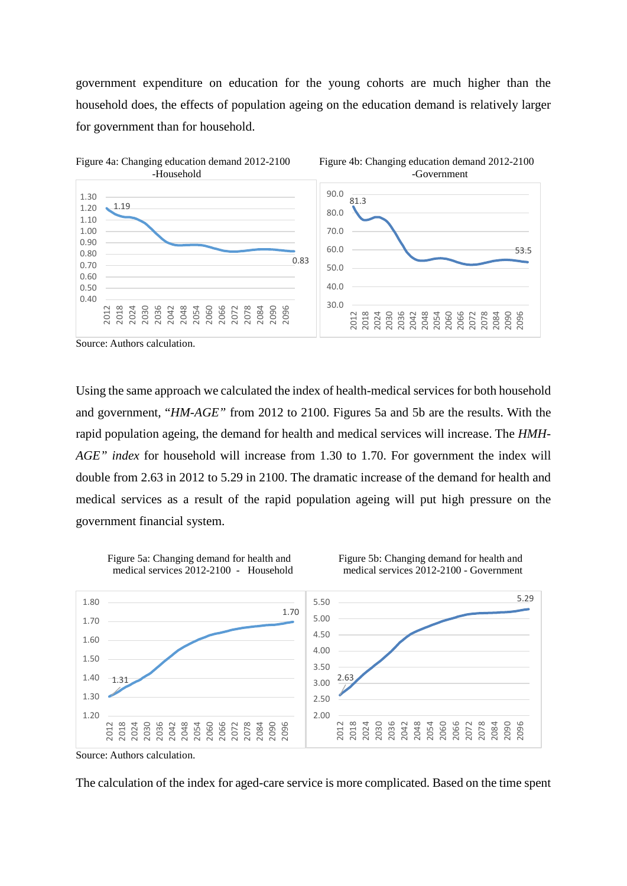government expenditure on education for the young cohorts are much higher than the household does, the effects of population ageing on the education demand is relatively larger for government than for household.

Figure 4a: Changing education demand 2012-2100 -Household

1.30
1.20
1.10
1.00
0.90
0.80
0.70
0.60
0.50
0.40

1.19

0.83

2012 2018 2024 2030 2036 2042 2048 2054 2060 2066 2072 2078 2084 2090 2096

Figure 4b: Changing education demand 2012-2100 -Government

90.0
80.0
70.0
60.0
50.0
40.0
30.0

81.3

53.5

2012 2018 2024 2030 2036 2042 2048 2054 2060 2066 2072 2078 2084 2090 2096

Source: Authors calculation.

Using the same approach we calculated the index of health-medical services for both household and government, "*HM-AGE"* from 2012 to 2100. Figures 5a and 5b are the results. With the rapid population ageing, the demand for health and medical services will increase. The *HMH-AGE" index* for household will increase from 1.30 to 1.70. For government the index will double from 2.63 in 2012 to 5.29 in 2100. The dramatic increase of the demand for health and medical services as a result of the rapid population ageing will put high pressure on the government financial system.

Figure 5a: Changing demand for health and medical services 2012-2100 - Household

1.80
1.70
1.60
1.50
1.40
1.30
1.20

1.31

1.70

2012 2018 2024 2030 2036 2042 2048 2054 2060 2066 2072 2078 2084 2090 2096

Figure 5b: Changing demand for health and medical services 2012-2100 - Government

5.50
5.00
4.50
4.00
3.50
3.00
2.50
2.00

2.63

5.29

2012 2018 2024 2030 2036 2042 2048 2054 2060 2066 2072 2078 2084 2090 2096

Source: Authors calculation.

The calculation of the index for aged-care service is more complicated. Based on the time spent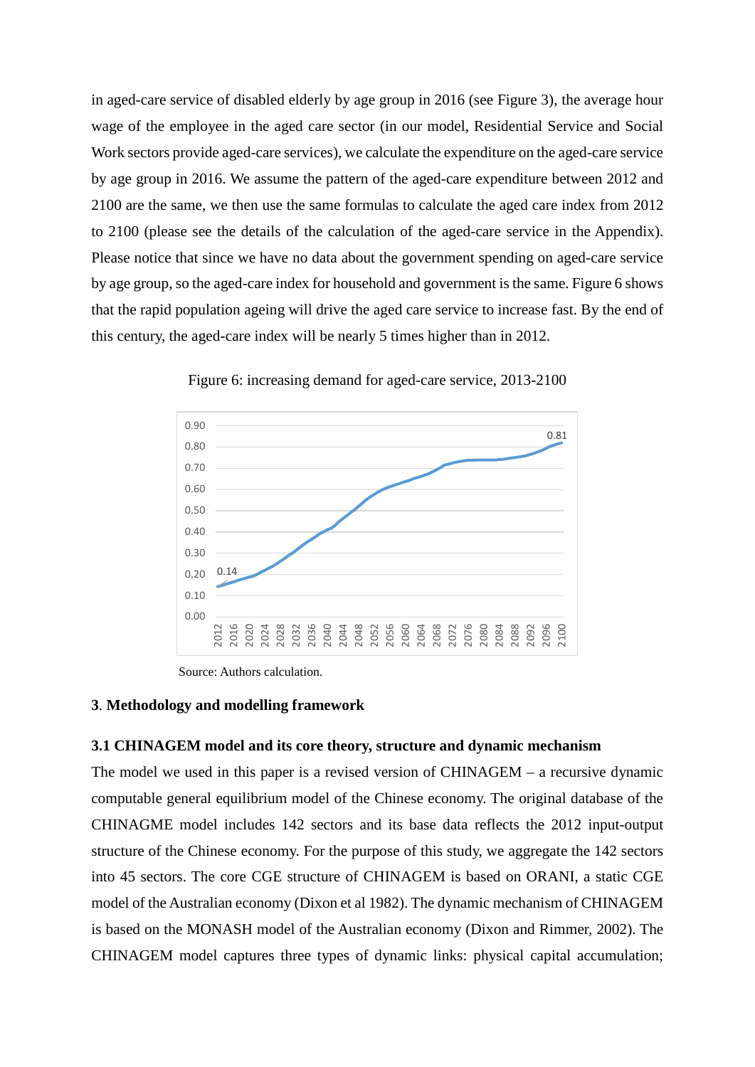in aged-care service of disabled elderly by age group in 2016 (see Figure 3), the average hour wage of the employee in the aged care sector (in our model, Residential Service and Social Work sectors provide aged-care services), we calculate the expenditure on the aged-care service by age group in 2016. We assume the pattern of the aged-care expenditure between 2012 and 2100 are the same, we then use the same formulas to calculate the aged care index from 2012 to 2100 (please see the details of the calculation of the aged-care service in the Appendix). Please notice that since we have no data about the government spending on aged-care service by age group, so the aged-care index for household and government is the same. Figure 6 shows that the rapid population ageing will drive the aged care service to increase fast. By the end of this century, the aged-care index will be nearly 5 times higher than in 2012.

Figure 6: increasing demand for aged-care service, 2013-2100

0.90
0.80
0.70
0.60
0.50
0.40
0.30
0.20
0.10
0.00

0.81
0.14

2012 2016 2020 2024 2028 2032 2036 2040 2044 2048 2052 2056 2060 2064 2068 2072 2076 2080 2084 2088 2092 2096 2100

Source: Authors calculation.

## 3. Methodology and modelling framework

### 3.1 CHINAGEM model and its core theory, structure and dynamic mechanism

The model we used in this paper is a revised version of CHINAGEM – a recursive dynamic computable general equilibrium model of the Chinese economy. The original database of the CHINAGME model includes 142 sectors and its base data reflects the 2012 input-output structure of the Chinese economy. For the purpose of this study, we aggregate the 142 sectors into 45 sectors. The core CGE structure of CHINAGEM is based on ORANI, a static CGE model of the Australian economy (Dixon et al 1982). The dynamic mechanism of CHINAGEM is based on the MONASH model of the Australian economy (Dixon and Rimmer, 2002). The CHINAGEM model captures three types of dynamic links: physical capital accumulation;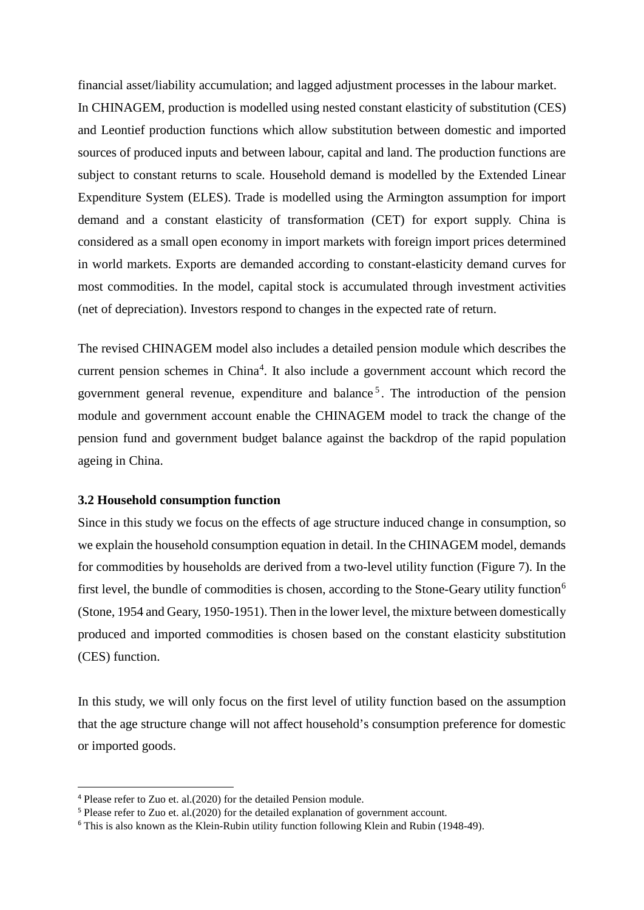financial asset/liability accumulation; and lagged adjustment processes in the labour market. In CHINAGEM, production is modelled using nested constant elasticity of substitution (CES) and Leontief production functions which allow substitution between domestic and imported sources of produced inputs and between labour, capital and land. The production functions are subject to constant returns to scale. Household demand is modelled by the Extended Linear Expenditure System (ELES). Trade is modelled using the Armington assumption for import demand and a constant elasticity of transformation (CET) for export supply. China is considered as a small open economy in import markets with foreign import prices determined in world markets. Exports are demanded according to constant-elasticity demand curves for most commodities. In the model, capital stock is accumulated through investment activities (net of depreciation). Investors respond to changes in the expected rate of return.

The revised CHINAGEM model also includes a detailed pension module which describes the current pension schemes in China[4]. It also include a government account which record the government general revenue, expenditure and balance[5]. The introduction of the pension module and government account enable the CHINAGEM model to track the change of the pension fund and government budget balance against the backdrop of the rapid population ageing in China.

### 3.2 Household consumption function

Since in this study we focus on the effects of age structure induced change in consumption, so we explain the household consumption equation in detail. In the CHINAGEM model, demands for commodities by households are derived from a two-level utility function (Figure 7). In the first level, the bundle of commodities is chosen, according to the Stone-Geary utility function[6] (Stone, 1954 and Geary, 1950-1951). Then in the lower level, the mixture between domestically produced and imported commodities is chosen based on the constant elasticity substitution (CES) function.

In this study, we will only focus on the first level of utility function based on the assumption that the age structure change will not affect household's consumption preference for domestic or imported goods.

---

[4] Please refer to Zuo et. al.(2020) for the detailed Pension module.

[5] Please refer to Zuo et. al.(2020) for the detailed explanation of government account.

[6] This is also known as the Klein-Rubin utility function following Klein and Rubin (1948-49).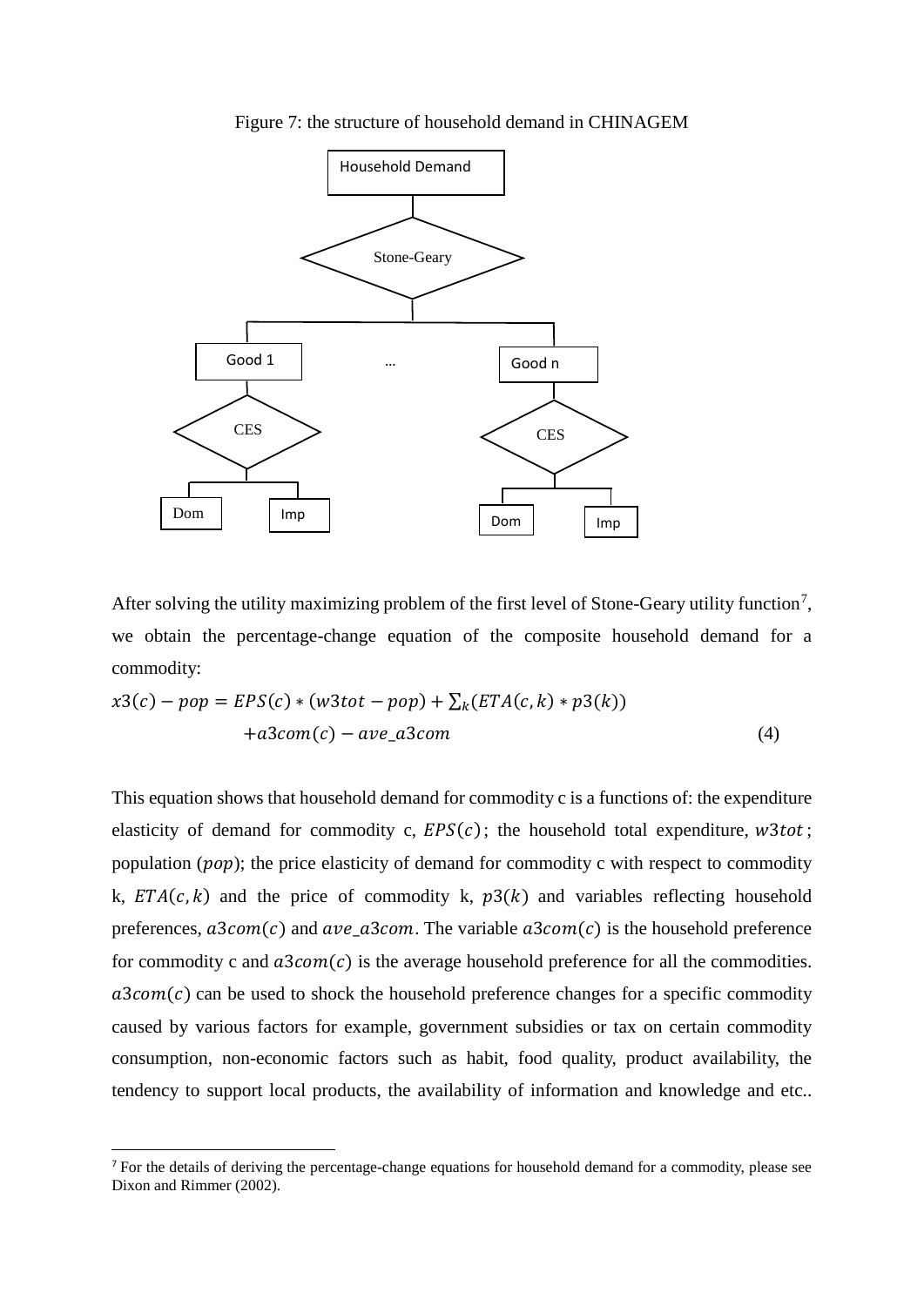Figure 7: the structure of household demand in CHINAGEM

Household Demand

Stone-Geary

Good 1

…

Good n

CES

CES

Dom

Imp

Dom

Imp

After solving the utility maximizing problem of the first level of Stone-Geary utility function[7], we obtain the percentage-change equation of the composite household demand for a commodity:

$$x3(c) - pop = EPS(c) * (w3tot - pop) + \sum_k (ETA(c,k) * p3(k)) + a3com(c) - ave\_a3com \quad (4)$$

This equation shows that household demand for commodity c is a functions of: the expenditure elasticity of demand for commodity c, $EPS(c)$; the household total expenditure, $w3tot$; population ($pop$); the price elasticity of demand for commodity c with respect to commodity k, $ETA(c,k)$ and the price of commodity k, $p3(k)$ and variables reflecting household preferences, $a3com(c)$ and $ave\_a3com$. The variable $a3com(c)$ is the household preference for commodity c and $a3com(c)$ is the average household preference for all the commodities. $a3com(c)$ can be used to shock the household preference changes for a specific commodity caused by various factors for example, government subsidies or tax on certain commodity consumption, non-economic factors such as habit, food quality, product availability, the tendency to support local products, the availability of information and knowledge and etc..

[7] For the details of deriving the percentage-change equations for household demand for a commodity, please see Dixon and Rimmer (2002).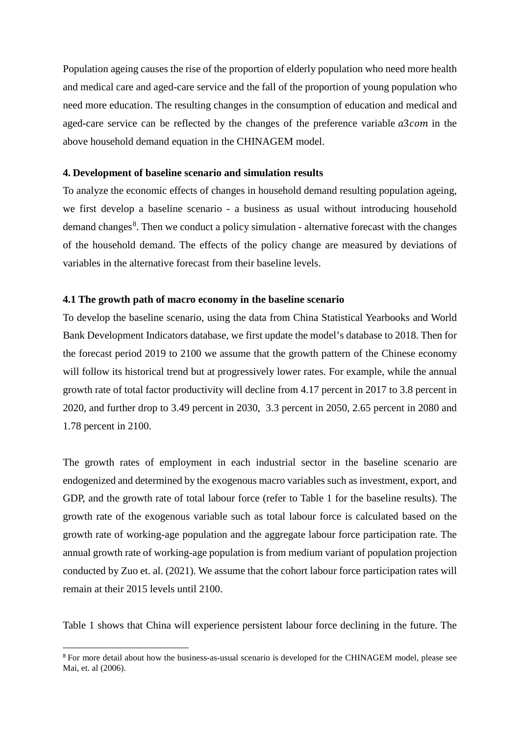Population ageing causes the rise of the proportion of elderly population who need more health and medical care and aged-care service and the fall of the proportion of young population who need more education. The resulting changes in the consumption of education and medical and aged-care service can be reflected by the changes of the preference variable $a3com$ in the above household demand equation in the CHINAGEM model.

**4. Development of baseline scenario and simulation results**

To analyze the economic effects of changes in household demand resulting population ageing, we first develop a baseline scenario - a business as usual without introducing household demand changes[8]. Then we conduct a policy simulation - alternative forecast with the changes of the household demand. The effects of the policy change are measured by deviations of variables in the alternative forecast from their baseline levels.

**4.1 The growth path of macro economy in the baseline scenario**

To develop the baseline scenario, using the data from China Statistical Yearbooks and World Bank Development Indicators database, we first update the model's database to 2018. Then for the forecast period 2019 to 2100 we assume that the growth pattern of the Chinese economy will follow its historical trend but at progressively lower rates. For example, while the annual growth rate of total factor productivity will decline from 4.17 percent in 2017 to 3.8 percent in 2020, and further drop to 3.49 percent in 2030, 3.3 percent in 2050, 2.65 percent in 2080 and 1.78 percent in 2100.

The growth rates of employment in each industrial sector in the baseline scenario are endogenized and determined by the exogenous macro variables such as investment, export, and GDP, and the growth rate of total labour force (refer to Table 1 for the baseline results). The growth rate of the exogenous variable such as total labour force is calculated based on the growth rate of working-age population and the aggregate labour force participation rate. The annual growth rate of working-age population is from medium variant of population projection conducted by Zuo et. al. (2021). We assume that the cohort labour force participation rates will remain at their 2015 levels until 2100.

Table 1 shows that China will experience persistent labour force declining in the future. The

[8] For more detail about how the business-as-usual scenario is developed for the CHINAGEM model, please see Mai, et. al (2006).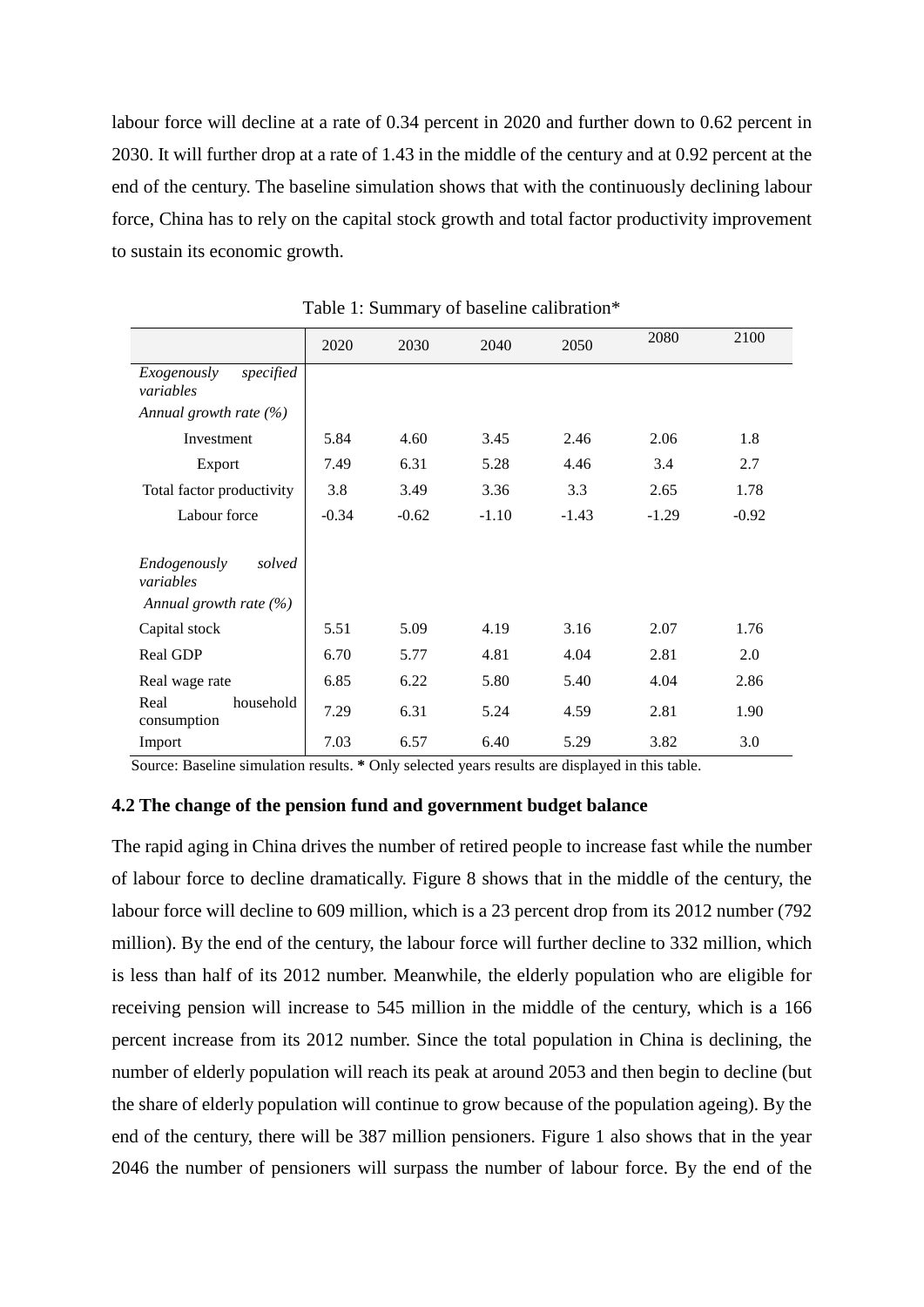labour force will decline at a rate of 0.34 percent in 2020 and further down to 0.62 percent in 2030. It will further drop at a rate of 1.43 in the middle of the century and at 0.92 percent at the end of the century. The baseline simulation shows that with the continuously declining labour force, China has to rely on the capital stock growth and total factor productivity improvement to sustain its economic growth.

Table 1: Summary of baseline calibration*

| | 2020 | 2030 | 2040 | 2050 | 2080 | 2100 |
|---|---|---|---|---|---|---|
| *Exogenously specified variables* | | | | | | |
| *Annual growth rate (%)* | | | | | | |
| Investment | 5.84 | 4.60 | 3.45 | 2.46 | 2.06 | 1.8 |
| Export | 7.49 | 6.31 | 5.28 | 4.46 | 3.4 | 2.7 |
| Total factor productivity | 3.8 | 3.49 | 3.36 | 3.3 | 2.65 | 1.78 |
| Labour force | -0.34 | -0.62 | -1.10 | -1.43 | -1.29 | -0.92 |
| *Endogenously solved variables* | | | | | | |
| *Annual growth rate (%)* | | | | | | |
| Capital stock | 5.51 | 5.09 | 4.19 | 3.16 | 2.07 | 1.76 |
| Real GDP | 6.70 | 5.77 | 4.81 | 4.04 | 2.81 | 2.0 |
| Real wage rate | 6.85 | 6.22 | 5.80 | 5.40 | 4.04 | 2.86 |
| Real household consumption | 7.29 | 6.31 | 5.24 | 4.59 | 2.81 | 1.90 |
| Import | 7.03 | 6.57 | 6.40 | 5.29 | 3.82 | 3.0 |

Source: Baseline simulation results. **\*** Only selected years results are displayed in this table.

### 4.2 The change of the pension fund and government budget balance

The rapid aging in China drives the number of retired people to increase fast while the number of labour force to decline dramatically. Figure 8 shows that in the middle of the century, the labour force will decline to 609 million, which is a 23 percent drop from its 2012 number (792 million). By the end of the century, the labour force will further decline to 332 million, which is less than half of its 2012 number. Meanwhile, the elderly population who are eligible for receiving pension will increase to 545 million in the middle of the century, which is a 166 percent increase from its 2012 number. Since the total population in China is declining, the number of elderly population will reach its peak at around 2053 and then begin to decline (but the share of elderly population will continue to grow because of the population ageing). By the end of the century, there will be 387 million pensioners. Figure 1 also shows that in the year 2046 the number of pensioners will surpass the number of labour force. By the end of the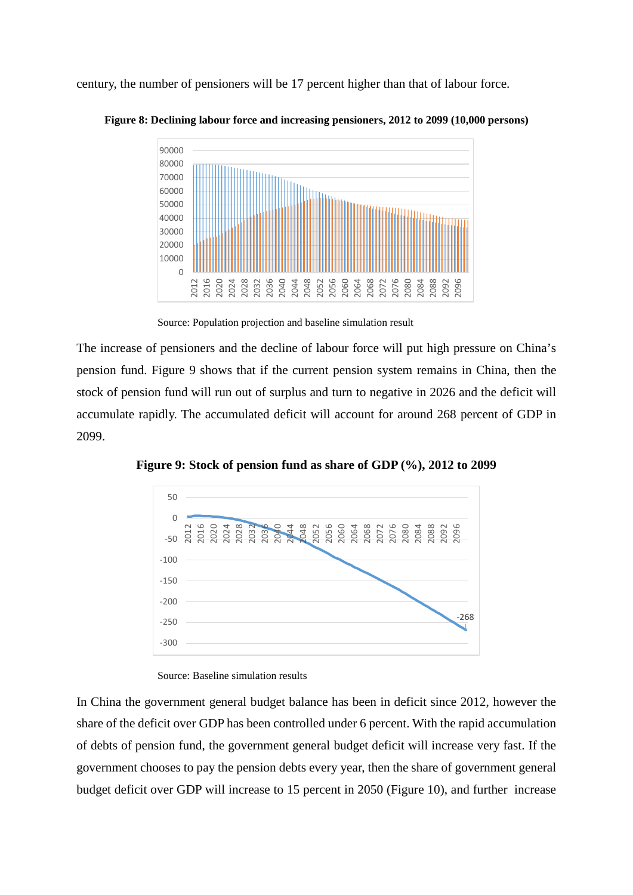century, the number of pensioners will be 17 percent higher than that of labour force.

**Figure 8: Declining labour force and increasing pensioners, 2012 to 2099 (10,000 persons)**

90000
80000
70000
60000
50000
40000
30000
20000
10000
0

2012 2016 2020 2024 2028 2032 2036 2040 2044 2048 2052 2056 2060 2064 2068 2072 2076 2080 2084 2088 2092 2096

Source: Population projection and baseline simulation result

The increase of pensioners and the decline of labour force will put high pressure on China's pension fund. Figure 9 shows that if the current pension system remains in China, then the stock of pension fund will run out of surplus and turn to negative in 2026 and the deficit will accumulate rapidly. The accumulated deficit will account for around 268 percent of GDP in 2099.

**Figure 9: Stock of pension fund as share of GDP (%), 2012 to 2099**

50
0
-50
-100
-150
-200
-250
-300

2012 2016 2020 2024 2028 2032 2036 2040 2044 2048 2052 2056 2060 2064 2068 2072 2076 2080 2084 2088 2092 2096

-268

Source: Baseline simulation results

In China the government general budget balance has been in deficit since 2012, however the share of the deficit over GDP has been controlled under 6 percent. With the rapid accumulation of debts of pension fund, the government general budget deficit will increase very fast. If the government chooses to pay the pension debts every year, then the share of government general budget deficit over GDP will increase to 15 percent in 2050 (Figure 10), and further increase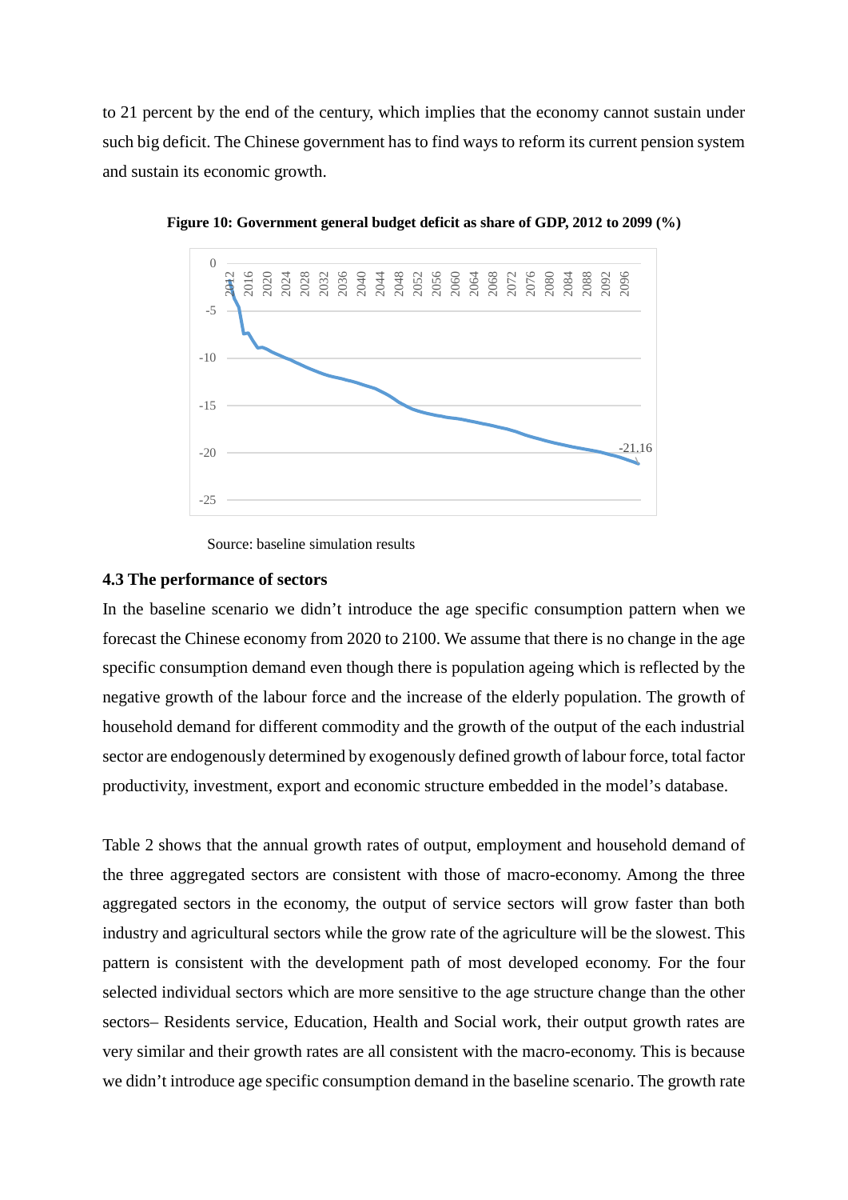to 21 percent by the end of the century, which implies that the economy cannot sustain under such big deficit. The Chinese government has to find ways to reform its current pension system and sustain its economic growth.

**Figure 10: Government general budget deficit as share of GDP, 2012 to 2099 (%)**

0
-5
-10
-15
-20
-25

2012 2016 2020 2024 2028 2032 2036 2040 2044 2048 2052 2056 2060 2064 2068 2072 2076 2080 2084 2088 2092 2096

-21.16

Source: baseline simulation results

### 4.3 The performance of sectors

In the baseline scenario we didn't introduce the age specific consumption pattern when we forecast the Chinese economy from 2020 to 2100. We assume that there is no change in the age specific consumption demand even though there is population ageing which is reflected by the negative growth of the labour force and the increase of the elderly population. The growth of household demand for different commodity and the growth of the output of the each industrial sector are endogenously determined by exogenously defined growth of labour force, total factor productivity, investment, export and economic structure embedded in the model's database.

Table 2 shows that the annual growth rates of output, employment and household demand of the three aggregated sectors are consistent with those of macro-economy. Among the three aggregated sectors in the economy, the output of service sectors will grow faster than both industry and agricultural sectors while the grow rate of the agriculture will be the slowest. This pattern is consistent with the development path of most developed economy. For the four selected individual sectors which are more sensitive to the age structure change than the other sectors– Residents service, Education, Health and Social work, their output growth rates are very similar and their growth rates are all consistent with the macro-economy. This is because we didn't introduce age specific consumption demand in the baseline scenario. The growth rate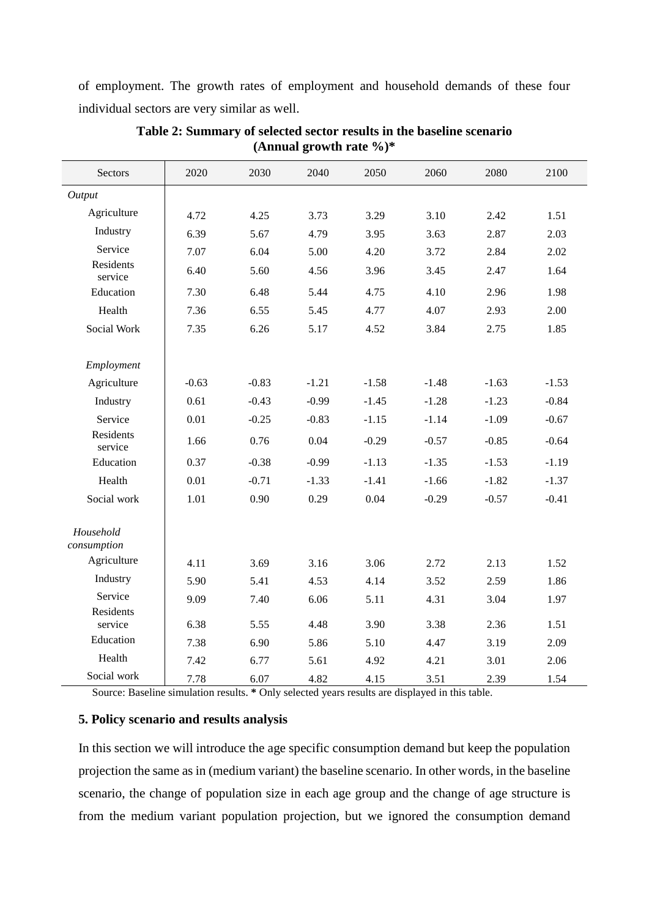of employment. The growth rates of employment and household demands of these four individual sectors are very similar as well.

**Table 2: Summary of selected sector results in the baseline scenario (Annual growth rate %)***

| Sectors | 2020 | 2030 | 2040 | 2050 | 2060 | 2080 | 2100 |
|---|---|---|---|---|---|---|---|
| *Output* | | | | | | | |
| Agriculture | 4.72 | 4.25 | 3.73 | 3.29 | 3.10 | 2.42 | 1.51 |
| Industry | 6.39 | 5.67 | 4.79 | 3.95 | 3.63 | 2.87 | 2.03 |
| Service | 7.07 | 6.04 | 5.00 | 4.20 | 3.72 | 2.84 | 2.02 |
| Residents service | 6.40 | 5.60 | 4.56 | 3.96 | 3.45 | 2.47 | 1.64 |
| Education | 7.30 | 6.48 | 5.44 | 4.75 | 4.10 | 2.96 | 1.98 |
| Health | 7.36 | 6.55 | 5.45 | 4.77 | 4.07 | 2.93 | 2.00 |
| Social Work | 7.35 | 6.26 | 5.17 | 4.52 | 3.84 | 2.75 | 1.85 |
| *Employment* | | | | | | | |
| Agriculture | -0.63 | -0.83 | -1.21 | -1.58 | -1.48 | -1.63 | -1.53 |
| Industry | 0.61 | -0.43 | -0.99 | -1.45 | -1.28 | -1.23 | -0.84 |
| Service | 0.01 | -0.25 | -0.83 | -1.15 | -1.14 | -1.09 | -0.67 |
| Residents service | 1.66 | 0.76 | 0.04 | -0.29 | -0.57 | -0.85 | -0.64 |
| Education | 0.37 | -0.38 | -0.99 | -1.13 | -1.35 | -1.53 | -1.19 |
| Health | 0.01 | -0.71 | -1.33 | -1.41 | -1.66 | -1.82 | -1.37 |
| Social work | 1.01 | 0.90 | 0.29 | 0.04 | -0.29 | -0.57 | -0.41 |
| *Household consumption* | | | | | | | |
| Agriculture | 4.11 | 3.69 | 3.16 | 3.06 | 2.72 | 2.13 | 1.52 |
| Industry | 5.90 | 5.41 | 4.53 | 4.14 | 3.52 | 2.59 | 1.86 |
| Service | 9.09 | 7.40 | 6.06 | 5.11 | 4.31 | 3.04 | 1.97 |
| Residents service | 6.38 | 5.55 | 4.48 | 3.90 | 3.38 | 2.36 | 1.51 |
| Education | 7.38 | 6.90 | 5.86 | 5.10 | 4.47 | 3.19 | 2.09 |
| Health | 7.42 | 6.77 | 5.61 | 4.92 | 4.21 | 3.01 | 2.06 |
| Social work | 7.78 | 6.07 | 4.82 | 4.15 | 3.51 | 2.39 | 1.54 |

Source: Baseline simulation results. **\*** Only selected years results are displayed in this table.

### 5. Policy scenario and results analysis

In this section we will introduce the age specific consumption demand but keep the population projection the same as in (medium variant) the baseline scenario. In other words, in the baseline scenario, the change of population size in each age group and the change of age structure is from the medium variant population projection, but we ignored the consumption demand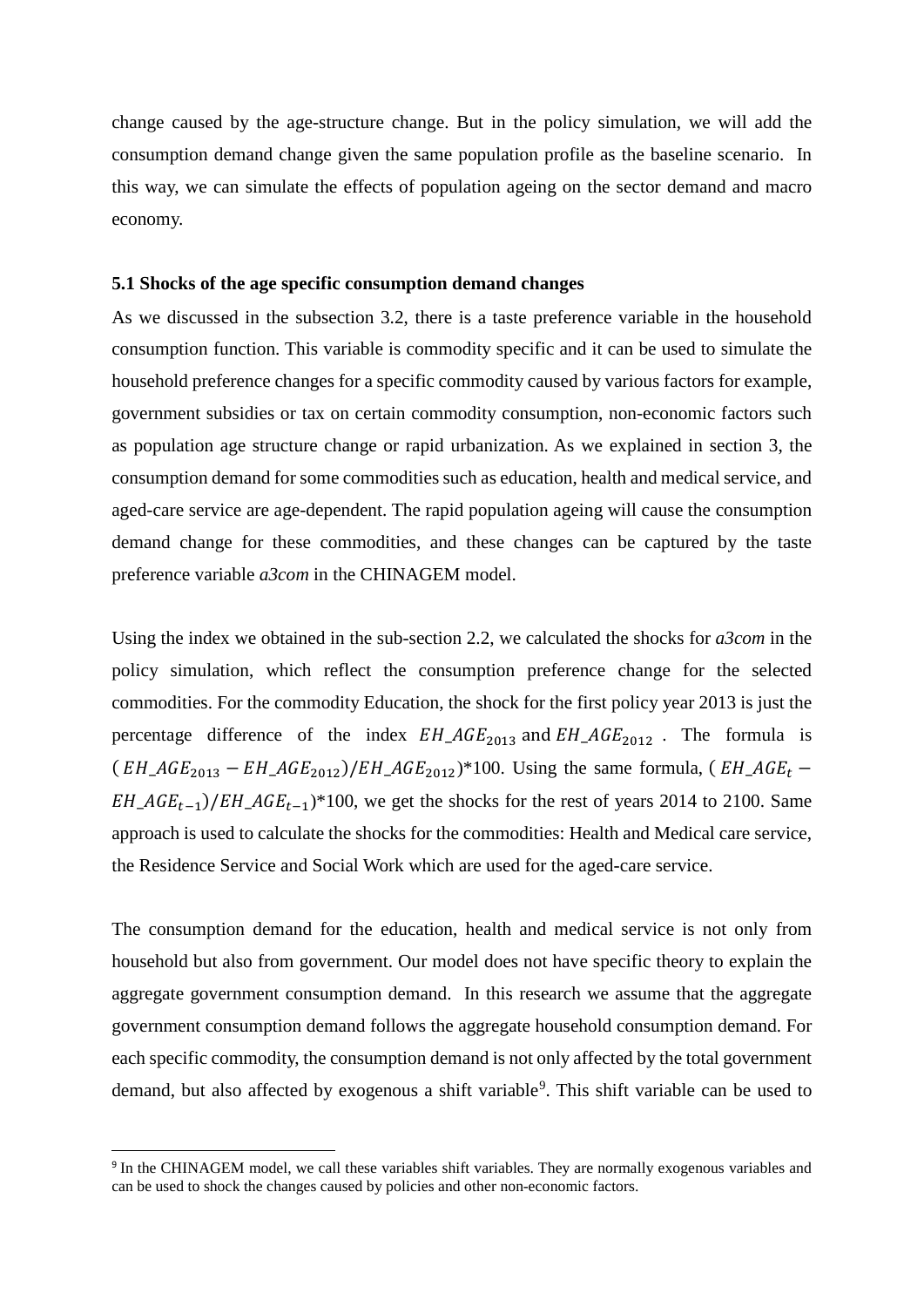change caused by the age-structure change. But in the policy simulation, we will add the consumption demand change given the same population profile as the baseline scenario. In this way, we can simulate the effects of population ageing on the sector demand and macro economy.

**5.1 Shocks of the age specific consumption demand changes**

As we discussed in the subsection 3.2, there is a taste preference variable in the household consumption function. This variable is commodity specific and it can be used to simulate the household preference changes for a specific commodity caused by various factors for example, government subsidies or tax on certain commodity consumption, non-economic factors such as population age structure change or rapid urbanization. As we explained in section 3, the consumption demand for some commodities such as education, health and medical service, and aged-care service are age-dependent. The rapid population ageing will cause the consumption demand change for these commodities, and these changes can be captured by the taste preference variable *a3com* in the CHINAGEM model.

Using the index we obtained in the sub-section 2.2, we calculated the shocks for *a3com* in the policy simulation, which reflect the consumption preference change for the selected commodities. For the commodity Education, the shock for the first policy year 2013 is just the percentage difference of the index $EH\_AGE_{2013}$ and $EH\_AGE_{2012}$ . The formula is $(EH\_AGE_{2013} - EH\_AGE_{2012})/EH\_AGE_{2012}$)*100. Using the same formula, ( $EH\_AGE_t - EH\_AGE_{t-1})/EH\_AGE_{t-1}$)*100, we get the shocks for the rest of years 2014 to 2100. Same approach is used to calculate the shocks for the commodities: Health and Medical care service, the Residence Service and Social Work which are used for the aged-care service.

The consumption demand for the education, health and medical service is not only from household but also from government. Our model does not have specific theory to explain the aggregate government consumption demand. In this research we assume that the aggregate government consumption demand follows the aggregate household consumption demand. For each specific commodity, the consumption demand is not only affected by the total government demand, but also affected by exogenous a shift variable[9]. This shift variable can be used to

---

[9] In the CHINAGEM model, we call these variables shift variables. They are normally exogenous variables and can be used to shock the changes caused by policies and other non-economic factors.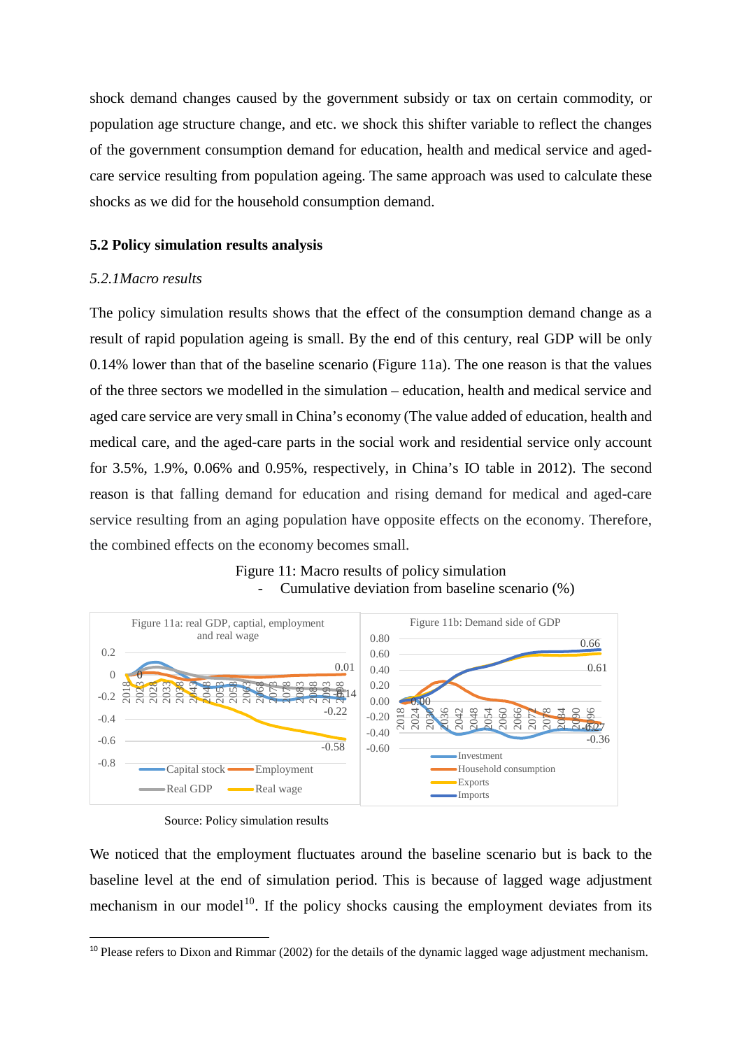shock demand changes caused by the government subsidy or tax on certain commodity, or population age structure change, and etc. we shock this shifter variable to reflect the changes of the government consumption demand for education, health and medical service and aged-care service resulting from population ageing. The same approach was used to calculate these shocks as we did for the household consumption demand.

### 5.2 Policy simulation results analysis

#### *5.2.1Macro results*

The policy simulation results shows that the effect of the consumption demand change as a result of rapid population ageing is small. By the end of this century, real GDP will be only 0.14% lower than that of the baseline scenario (Figure 11a). The one reason is that the values of the three sectors we modelled in the simulation – education, health and medical service and aged care service are very small in China's economy (The value added of education, health and medical care, and the aged-care parts in the social work and residential service only account for 3.5%, 1.9%, 0.06% and 0.95%, respectively, in China's IO table in 2012). The second reason is that falling demand for education and rising demand for medical and aged-care service resulting from an aging population have opposite effects on the economy. Therefore, the combined effects on the economy becomes small.

Figure 11: Macro results of policy simulation
- Cumulative deviation from baseline scenario (%)

Figure 11a: real GDP, captial, employment and real wage

0.2
0
-0.2
-0.4
-0.6
-0.8

2018 2023 2028 2033 2038 2043 2048 2053 2058 2063 2068 2073 2078 2083 2088 2093 2098

0
0.01
-0.14
-0.22
-0.58

Capital stock
Employment
Real GDP
Real wage

Figure 11b: Demand side of GDP

0.80
0.60
0.40
0.20
0.00
-0.20
-0.40
-0.60

2018 2024 2030 2036 2042 2048 2054 2060 2066 2072 2078 2084 2090 2096

0.00
0.66
0.61
-0.27
-0.36

Investment
Household consumption
Exports
Imports

Source: Policy simulation results

We noticed that the employment fluctuates around the baseline scenario but is back to the baseline level at the end of simulation period. This is because of lagged wage adjustment mechanism in our model[10]. If the policy shocks causing the employment deviates from its

[10] Please refers to Dixon and Rimmar (2002) for the details of the dynamic lagged wage adjustment mechanism.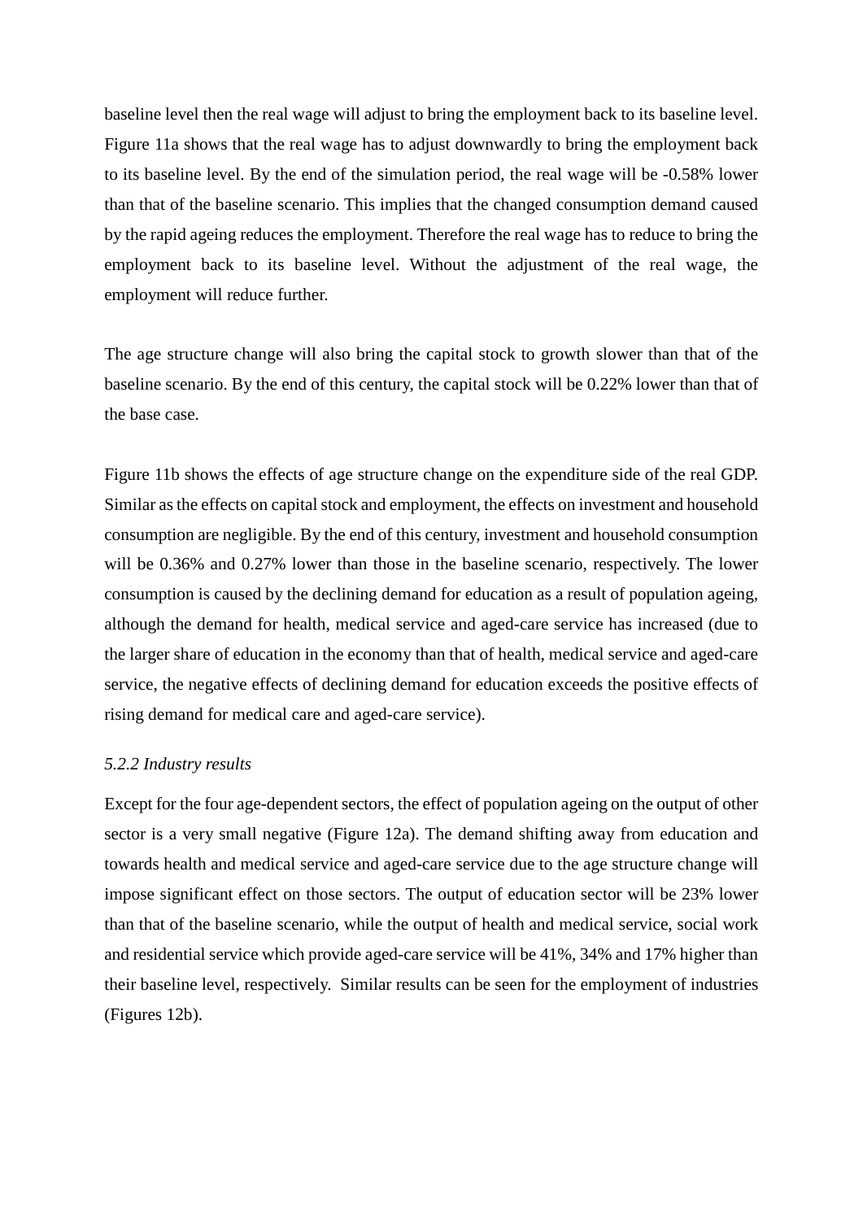baseline level then the real wage will adjust to bring the employment back to its baseline level. Figure 11a shows that the real wage has to adjust downwardly to bring the employment back to its baseline level. By the end of the simulation period, the real wage will be -0.58% lower than that of the baseline scenario. This implies that the changed consumption demand caused by the rapid ageing reduces the employment. Therefore the real wage has to reduce to bring the employment back to its baseline level. Without the adjustment of the real wage, the employment will reduce further.

The age structure change will also bring the capital stock to growth slower than that of the baseline scenario. By the end of this century, the capital stock will be 0.22% lower than that of the base case.

Figure 11b shows the effects of age structure change on the expenditure side of the real GDP. Similar as the effects on capital stock and employment, the effects on investment and household consumption are negligible. By the end of this century, investment and household consumption will be 0.36% and 0.27% lower than those in the baseline scenario, respectively. The lower consumption is caused by the declining demand for education as a result of population ageing, although the demand for health, medical service and aged-care service has increased (due to the larger share of education in the economy than that of health, medical service and aged-care service, the negative effects of declining demand for education exceeds the positive effects of rising demand for medical care and aged-care service).

*5.2.2 Industry results*

Except for the four age-dependent sectors, the effect of population ageing on the output of other sector is a very small negative (Figure 12a). The demand shifting away from education and towards health and medical service and aged-care service due to the age structure change will impose significant effect on those sectors. The output of education sector will be 23% lower than that of the baseline scenario, while the output of health and medical service, social work and residential service which provide aged-care service will be 41%, 34% and 17% higher than their baseline level, respectively. Similar results can be seen for the employment of industries (Figures 12b).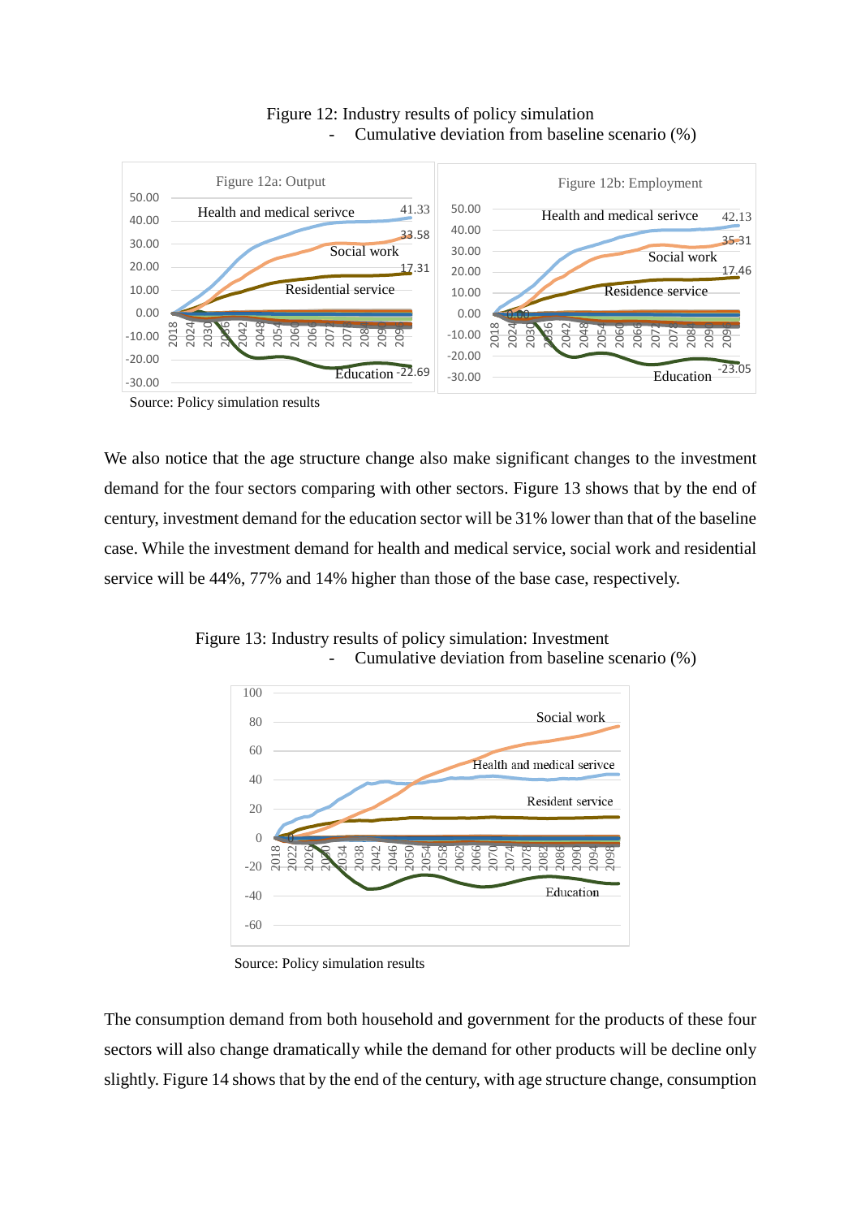Figure 12: Industry results of policy simulation
- Cumulative deviation from baseline scenario (%)

Figure 12a: Output

50.00
40.00
30.00
20.00
10.00
0.00
-10.00
-20.00
-30.00

Health and medical serivce 41.33
Social work 33.58
Residential service 17.31
Education -22.69

2018 2024 2030 2036 2042 2048 2054 2060 2066 2072 2078 2084 2090 2096

Figure 12b: Employment

50.00
40.00
30.00
20.00
10.00
0.00
-10.00
-20.00
-30.00

Health and medical serivce 42.13
Social work 35.31
Residence service 17.46
Education -23.05
0.00

2018 2024 2030 2036 2042 2048 2054 2060 2066 2072 2078 2084 2090 2096

Source: Policy simulation results

We also notice that the age structure change also make significant changes to the investment demand for the four sectors comparing with other sectors. Figure 13 shows that by the end of century, investment demand for the education sector will be 31% lower than that of the baseline case. While the investment demand for health and medical service, social work and residential service will be 44%, 77% and 14% higher than those of the base case, respectively.

Figure 13: Industry results of policy simulation: Investment
- Cumulative deviation from baseline scenario (%)

100
80
60
40
20
0
-20
-40
-60

Social work
Health and medical serivce
Resident service
Education

2018 2022 2026 2030 2034 2038 2042 2046 2050 2054 2058 2062 2066 2070 2074 2078 2082 2086 2090 2094 2098

Source: Policy simulation results

The consumption demand from both household and government for the products of these four sectors will also change dramatically while the demand for other products will be decline only slightly. Figure 14 shows that by the end of the century, with age structure change, consumption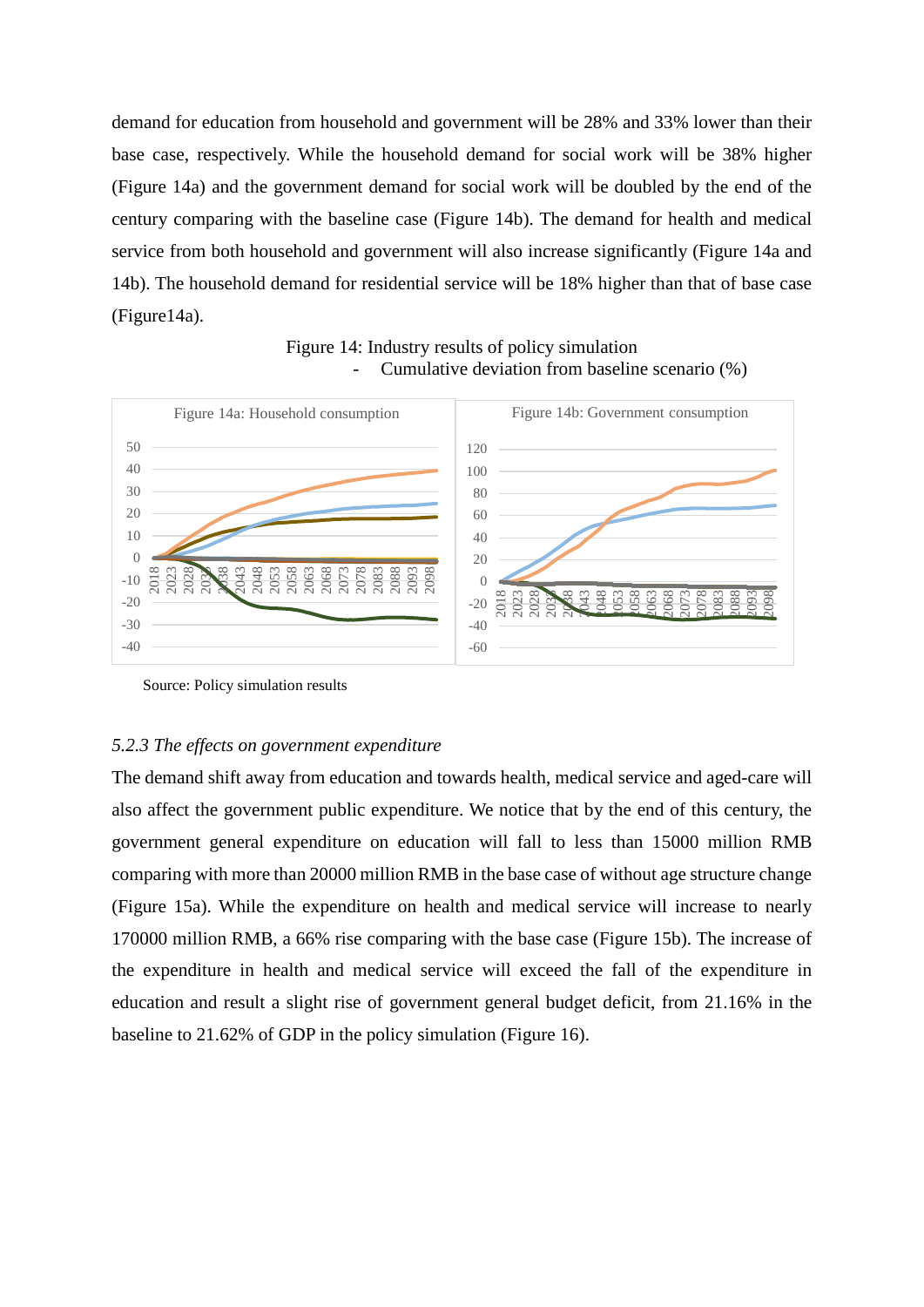demand for education from household and government will be 28% and 33% lower than their base case, respectively. While the household demand for social work will be 38% higher (Figure 14a) and the government demand for social work will be doubled by the end of the century comparing with the baseline case (Figure 14b). The demand for health and medical service from both household and government will also increase significantly (Figure 14a and 14b). The household demand for residential service will be 18% higher than that of base case (Figure14a).

Figure 14: Industry results of policy simulation
- Cumulative deviation from baseline scenario (%)

Figure 14a: Household consumption

50
40
30
20
10
0
-10
-20
-30
-40

2018 2023 2028 2033 2038 2043 2048 2053 2058 2063 2068 2073 2078 2083 2088 2093 2098

Figure 14b: Government consumption

120
100
80
60
40
20
0
-20
-40
-60

2018 2023 2028 2033 2038 2043 2048 2053 2058 2063 2068 2073 2078 2083 2088 2093 2098

Source: Policy simulation results

### *5.2.3 The effects on government expenditure*

The demand shift away from education and towards health, medical service and aged-care will also affect the government public expenditure. We notice that by the end of this century, the government general expenditure on education will fall to less than 15000 million RMB comparing with more than 20000 million RMB in the base case of without age structure change (Figure 15a). While the expenditure on health and medical service will increase to nearly 170000 million RMB, a 66% rise comparing with the base case (Figure 15b). The increase of the expenditure in health and medical service will exceed the fall of the expenditure in education and result a slight rise of government general budget deficit, from 21.16% in the baseline to 21.62% of GDP in the policy simulation (Figure 16).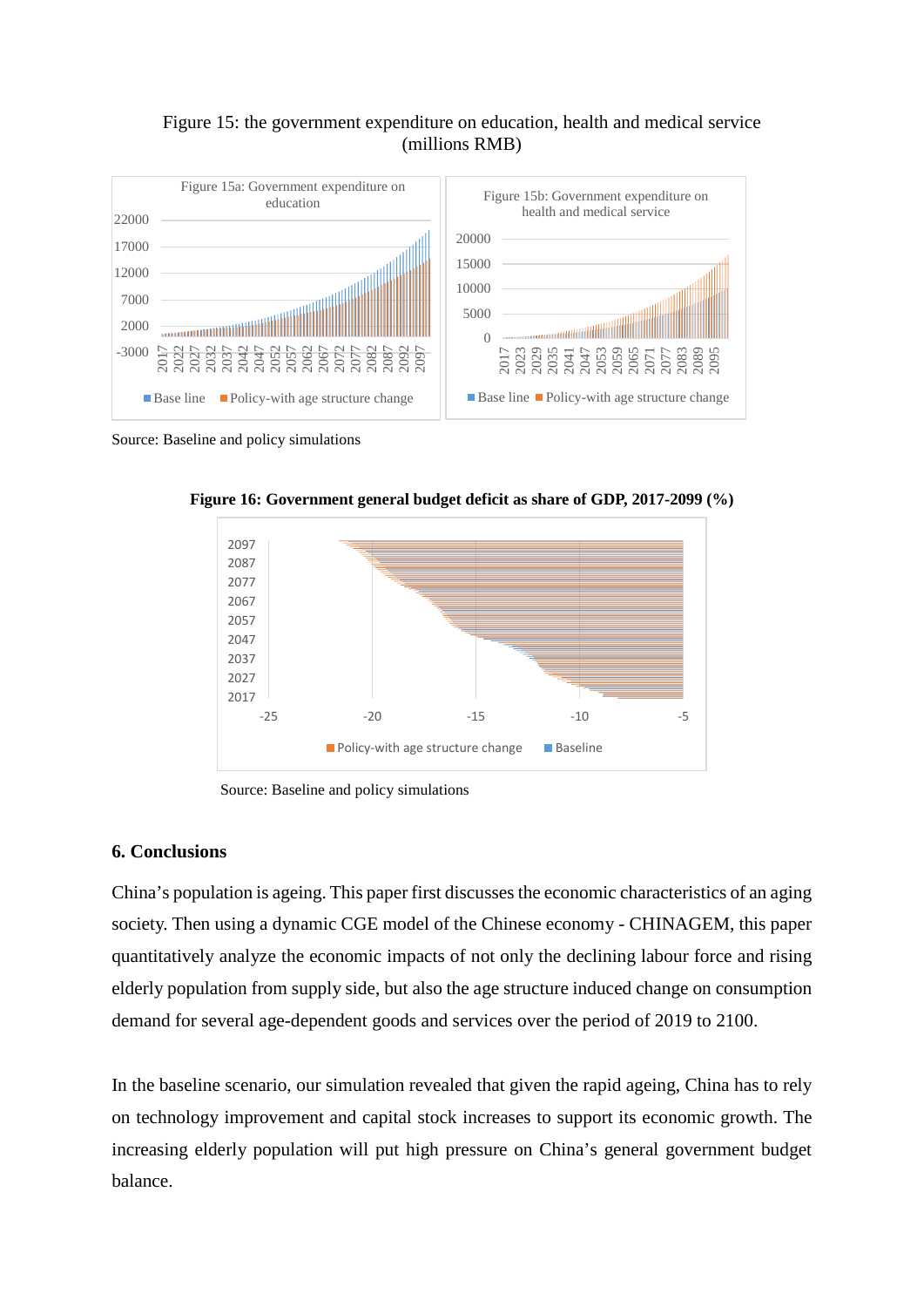Figure 15: the government expenditure on education, health and medical service (millions RMB)

Figure 15a: Government expenditure on education

22000
17000
12000
7000
2000
-3000

2017 2022 2027 2032 2037 2042 2047 2052 2057 2062 2067 2072 2077 2082 2087 2092 2097

Base line  Policy-with age structure change

Figure 15b: Government expenditure on health and medical service

20000
15000
10000
5000
0

2017 2023 2029 2035 2041 2047 2053 2059 2065 2071 2077 2083 2089 2095

Base line  Policy-with age structure change

Source: Baseline and policy simulations

**Figure 16: Government general budget deficit as share of GDP, 2017-2099 (%)**

2097
2087
2077
2067
2057
2047
2037
2027
2017

-25 -20 -15 -10 -5

Policy-with age structure change  Baseline

Source: Baseline and policy simulations

## 6. Conclusions

China's population is ageing. This paper first discusses the economic characteristics of an aging society. Then using a dynamic CGE model of the Chinese economy - CHINAGEM, this paper quantitatively analyze the economic impacts of not only the declining labour force and rising elderly population from supply side, but also the age structure induced change on consumption demand for several age-dependent goods and services over the period of 2019 to 2100.

In the baseline scenario, our simulation revealed that given the rapid ageing, China has to rely on technology improvement and capital stock increases to support its economic growth. The increasing elderly population will put high pressure on China's general government budget balance.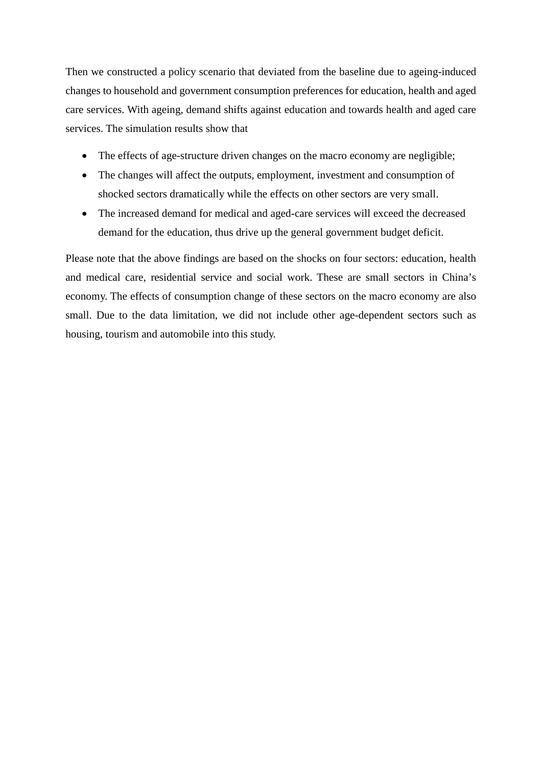Then we constructed a policy scenario that deviated from the baseline due to ageing-induced changes to household and government consumption preferences for education, health and aged care services. With ageing, demand shifts against education and towards health and aged care services. The simulation results show that

- The effects of age-structure driven changes on the macro economy are negligible;
- The changes will affect the outputs, employment, investment and consumption of shocked sectors dramatically while the effects on other sectors are very small.
- The increased demand for medical and aged-care services will exceed the decreased demand for the education, thus drive up the general government budget deficit.

Please note that the above findings are based on the shocks on four sectors: education, health and medical care, residential service and social work. These are small sectors in China's economy. The effects of consumption change of these sectors on the macro economy are also small. Due to the data limitation, we did not include other age-dependent sectors such as housing, tourism and automobile into this study.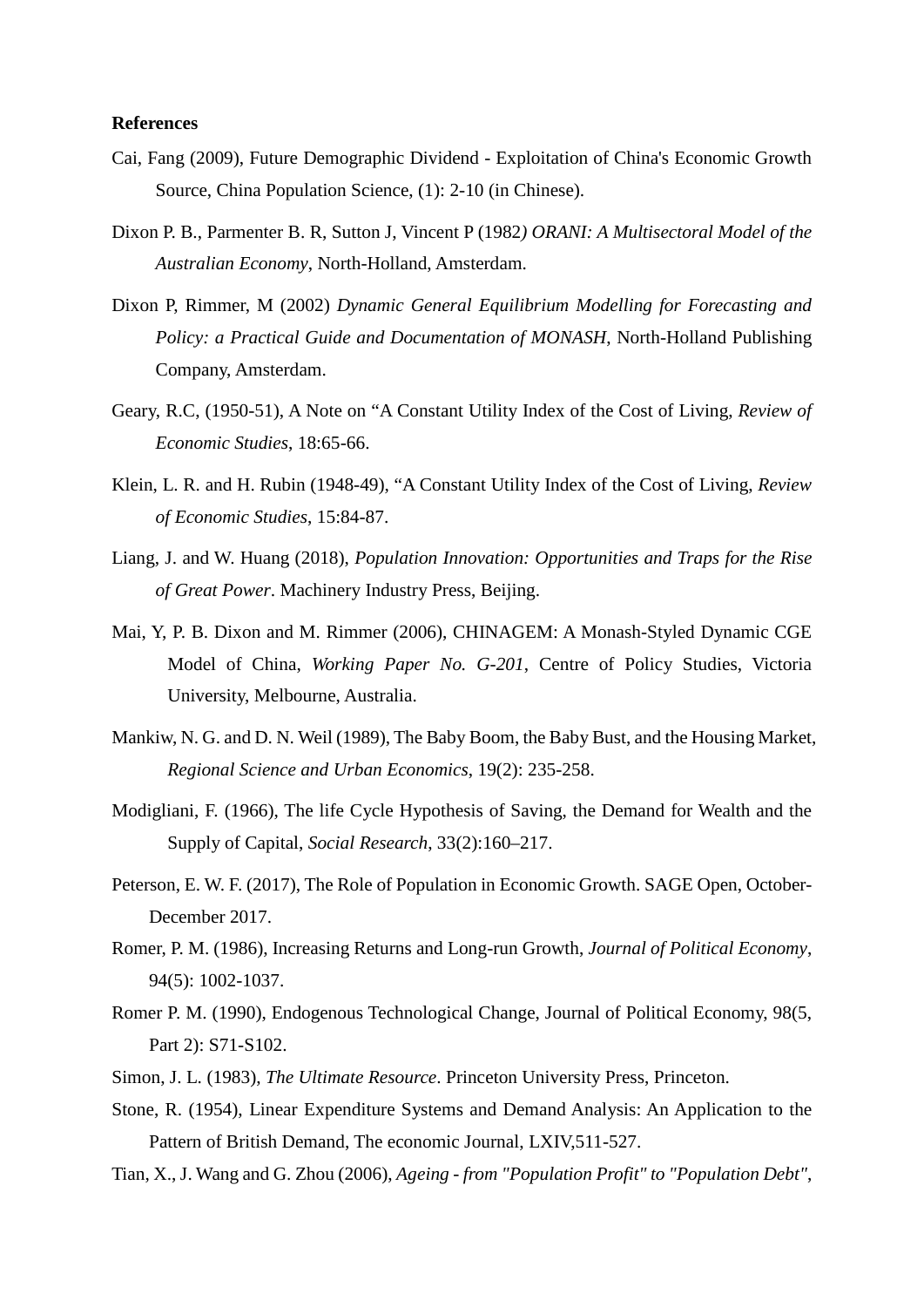**References**

Cai, Fang (2009), Future Demographic Dividend - Exploitation of China's Economic Growth Source, China Population Science, (1): 2-10 (in Chinese).

Dixon P. B., Parmenter B. R, Sutton J, Vincent P (1982*) ORANI: A Multisectoral Model of the Australian Economy*, North-Holland, Amsterdam.

Dixon P, Rimmer, M (2002) *Dynamic General Equilibrium Modelling for Forecasting and Policy: a Practical Guide and Documentation of MONASH*, North-Holland Publishing Company, Amsterdam.

Geary, R.C, (1950-51), A Note on "A Constant Utility Index of the Cost of Living, *Review of Economic Studies*, 18:65-66.

Klein, L. R. and H. Rubin (1948-49), "A Constant Utility Index of the Cost of Living, *Review of Economic Studies*, 15:84-87.

Liang, J. and W. Huang (2018), *Population Innovation: Opportunities and Traps for the Rise of Great Power*. Machinery Industry Press, Beijing.

Mai, Y, P. B. Dixon and M. Rimmer (2006), CHINAGEM: A Monash-Styled Dynamic CGE Model of China, *Working Paper No. G-201*, Centre of Policy Studies, Victoria University, Melbourne, Australia.

Mankiw, N. G. and D. N. Weil (1989), The Baby Boom, the Baby Bust, and the Housing Market, *Regional Science and Urban Economics*, 19(2): 235-258.

Modigliani, F. (1966), The life Cycle Hypothesis of Saving, the Demand for Wealth and the Supply of Capital, *Social Research*, 33(2):160–217.

Peterson, E. W. F. (2017), The Role of Population in Economic Growth. SAGE Open, October-December 2017.

Romer, P. M. (1986), Increasing Returns and Long-run Growth, *Journal of Political Economy*, 94(5): 1002-1037.

Romer P. M. (1990), Endogenous Technological Change, Journal of Political Economy, 98(5, Part 2): S71-S102.

Simon, J. L. (1983), *The Ultimate Resource*. Princeton University Press, Princeton.

Stone, R. (1954), Linear Expenditure Systems and Demand Analysis: An Application to the Pattern of British Demand, The economic Journal, LXIV,511-527.

Tian, X., J. Wang and G. Zhou (2006), *Ageing - from "Population Profit" to "Population Debt"*,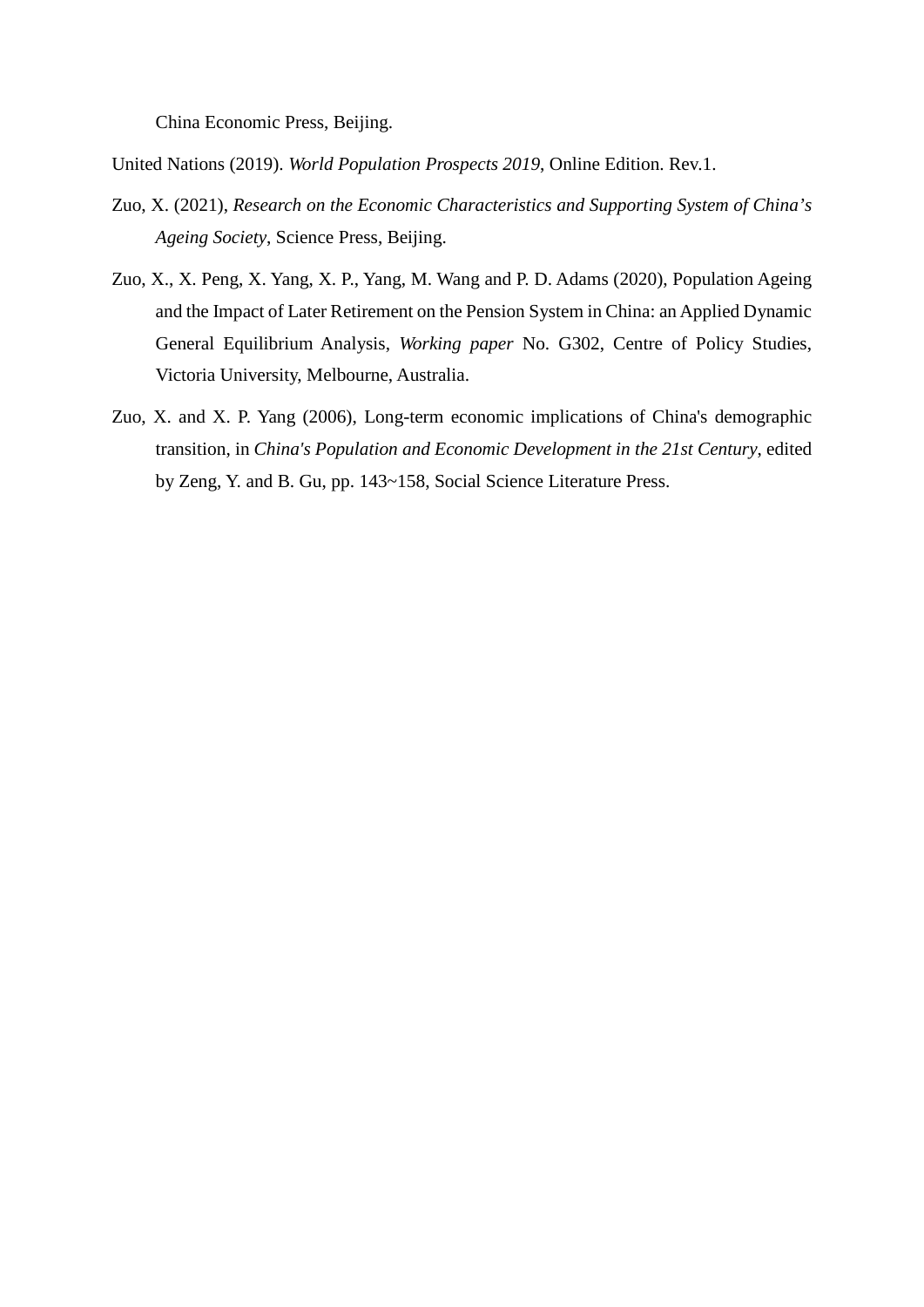China Economic Press, Beijing.

United Nations (2019). *World Population Prospects 2019*, Online Edition. Rev.1.

Zuo, X. (2021), *Research on the Economic Characteristics and Supporting System of China's Ageing Society*, Science Press, Beijing.

Zuo, X., X. Peng, X. Yang, X. P., Yang, M. Wang and P. D. Adams (2020), Population Ageing and the Impact of Later Retirement on the Pension System in China: an Applied Dynamic General Equilibrium Analysis, *Working paper* No. G302, Centre of Policy Studies, Victoria University, Melbourne, Australia.

Zuo, X. and X. P. Yang (2006), Long-term economic implications of China's demographic transition, in *China's Population and Economic Development in the 21st Century*, edited by Zeng, Y. and B. Gu, pp. 143~158, Social Science Literature Press.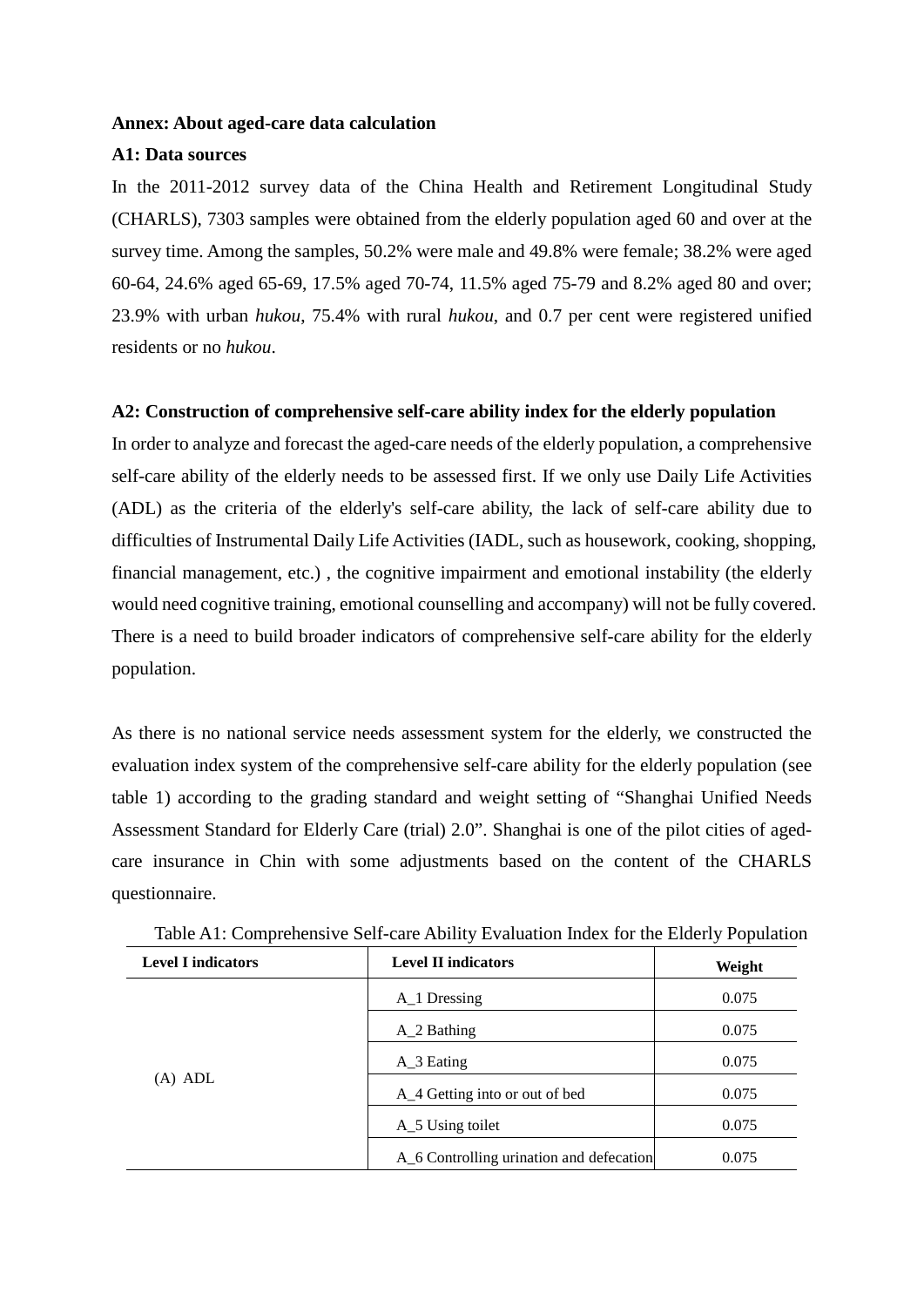**Annex: About aged-care data calculation**

**A1: Data sources**

In the 2011-2012 survey data of the China Health and Retirement Longitudinal Study (CHARLS), 7303 samples were obtained from the elderly population aged 60 and over at the survey time. Among the samples, 50.2% were male and 49.8% were female; 38.2% were aged 60-64, 24.6% aged 65-69, 17.5% aged 70-74, 11.5% aged 75-79 and 8.2% aged 80 and over; 23.9% with urban *hukou*, 75.4% with rural *hukou*, and 0.7 per cent were registered unified residents or no *hukou*.

**A2: Construction of comprehensive self-care ability index for the elderly population**

In order to analyze and forecast the aged-care needs of the elderly population, a comprehensive self-care ability of the elderly needs to be assessed first. If we only use Daily Life Activities (ADL) as the criteria of the elderly's self-care ability, the lack of self-care ability due to difficulties of Instrumental Daily Life Activities (IADL, such as housework, cooking, shopping, financial management, etc.) , the cognitive impairment and emotional instability (the elderly would need cognitive training, emotional counselling and accompany) will not be fully covered. There is a need to build broader indicators of comprehensive self-care ability for the elderly population.

As there is no national service needs assessment system for the elderly, we constructed the evaluation index system of the comprehensive self-care ability for the elderly population (see table 1) according to the grading standard and weight setting of "Shanghai Unified Needs Assessment Standard for Elderly Care (trial) 2.0". Shanghai is one of the pilot cities of aged-care insurance in Chin with some adjustments based on the content of the CHARLS questionnaire.

Table A1: Comprehensive Self-care Ability Evaluation Index for the Elderly Population

| Level I indicators | Level II indicators | Weight |
|---|---|---|
| (A) ADL | A_1 Dressing | 0.075 |
| | A_2 Bathing | 0.075 |
| | A_3 Eating | 0.075 |
| | A_4 Getting into or out of bed | 0.075 |
| | A_5 Using toilet | 0.075 |
| | A_6 Controlling urination and defecation | 0.075 |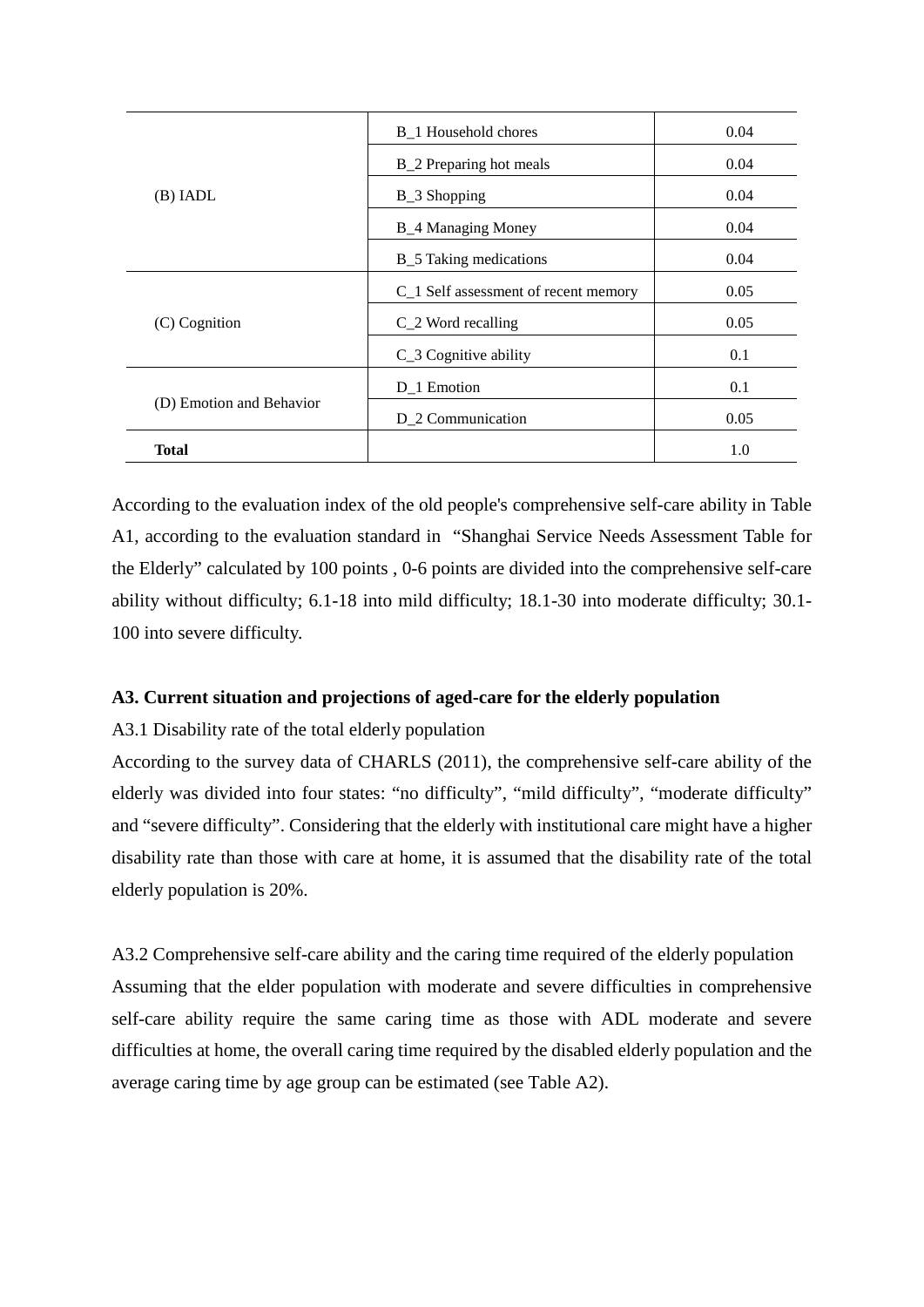| | | |
|---|---|---|
| (B) IADL | B_1 Household chores | 0.04 |
| | B_2 Preparing hot meals | 0.04 |
| | B_3 Shopping | 0.04 |
| | B_4 Managing Money | 0.04 |
| | B_5 Taking medications | 0.04 |
| (C) Cognition | C_1 Self assessment of recent memory | 0.05 |
| | C_2 Word recalling | 0.05 |
| | C_3 Cognitive ability | 0.1 |
| (D) Emotion and Behavior | D_1 Emotion | 0.1 |
| | D_2 Communication | 0.05 |
| **Total** | | 1.0 |

According to the evaluation index of the old people's comprehensive self-care ability in Table A1, according to the evaluation standard in "Shanghai Service Needs Assessment Table for the Elderly" calculated by 100 points , 0-6 points are divided into the comprehensive self-care ability without difficulty; 6.1-18 into mild difficulty; 18.1-30 into moderate difficulty; 30.1-100 into severe difficulty.

**A3. Current situation and projections of aged-care for the elderly population**

A3.1 Disability rate of the total elderly population

According to the survey data of CHARLS (2011), the comprehensive self-care ability of the elderly was divided into four states: "no difficulty", "mild difficulty", "moderate difficulty" and "severe difficulty". Considering that the elderly with institutional care might have a higher disability rate than those with care at home, it is assumed that the disability rate of the total elderly population is 20%.

A3.2 Comprehensive self-care ability and the caring time required of the elderly population

Assuming that the elder population with moderate and severe difficulties in comprehensive self-care ability require the same caring time as those with ADL moderate and severe difficulties at home, the overall caring time required by the disabled elderly population and the average caring time by age group can be estimated (see Table A2).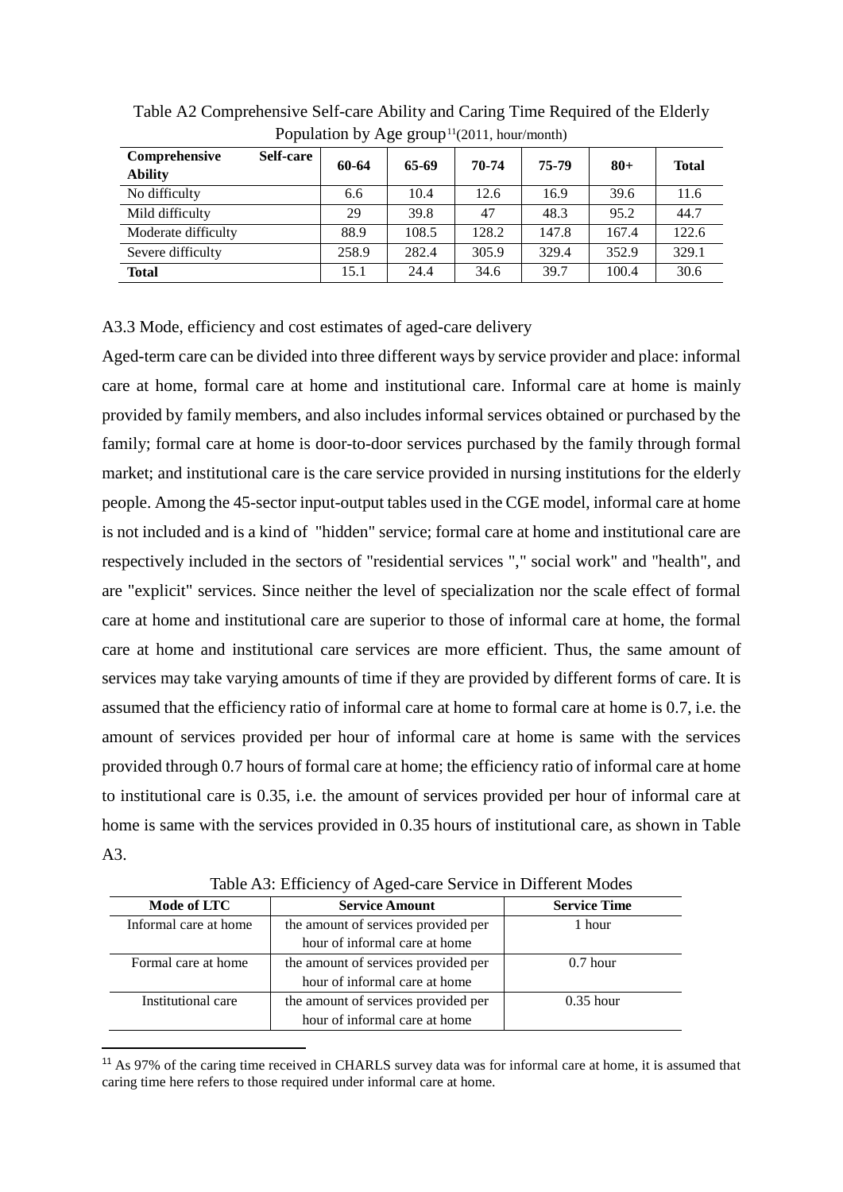Table A2 Comprehensive Self-care Ability and Caring Time Required of the Elderly Population by Age group[11](2011, hour/month)

| Comprehensive Self-care Ability | 60-64 | 65-69 | 70-74 | 75-79 | 80+ | Total |
|---|---|---|---|---|---|---|
| No difficulty | 6.6 | 10.4 | 12.6 | 16.9 | 39.6 | 11.6 |
| Mild difficulty | 29 | 39.8 | 47 | 48.3 | 95.2 | 44.7 |
| Moderate difficulty | 88.9 | 108.5 | 128.2 | 147.8 | 167.4 | 122.6 |
| Severe difficulty | 258.9 | 282.4 | 305.9 | 329.4 | 352.9 | 329.1 |
| **Total** | 15.1 | 24.4 | 34.6 | 39.7 | 100.4 | 30.6 |

A3.3 Mode, efficiency and cost estimates of aged-care delivery

Aged-term care can be divided into three different ways by service provider and place: informal care at home, formal care at home and institutional care. Informal care at home is mainly provided by family members, and also includes informal services obtained or purchased by the family; formal care at home is door-to-door services purchased by the family through formal market; and institutional care is the care service provided in nursing institutions for the elderly people. Among the 45-sector input-output tables used in the CGE model, informal care at home is not included and is a kind of "hidden" service; formal care at home and institutional care are respectively included in the sectors of "residential services "," social work" and "health", and are "explicit" services. Since neither the level of specialization nor the scale effect of formal care at home and institutional care are superior to those of informal care at home, the formal care at home and institutional care services are more efficient. Thus, the same amount of services may take varying amounts of time if they are provided by different forms of care. It is assumed that the efficiency ratio of informal care at home to formal care at home is 0.7, i.e. the amount of services provided per hour of informal care at home is same with the services provided through 0.7 hours of formal care at home; the efficiency ratio of informal care at home to institutional care is 0.35, i.e. the amount of services provided per hour of informal care at home is same with the services provided in 0.35 hours of institutional care, as shown in Table A3.

Table A3: Efficiency of Aged-care Service in Different Modes

| Mode of LTC | Service Amount | Service Time |
|---|---|---|
| Informal care at home | the amount of services provided per hour of informal care at home | 1 hour |
| Formal care at home | the amount of services provided per hour of informal care at home | 0.7 hour |
| Institutional care | the amount of services provided per hour of informal care at home | 0.35 hour |

[11] As 97% of the caring time received in CHARLS survey data was for informal care at home, it is assumed that caring time here refers to those required under informal care at home.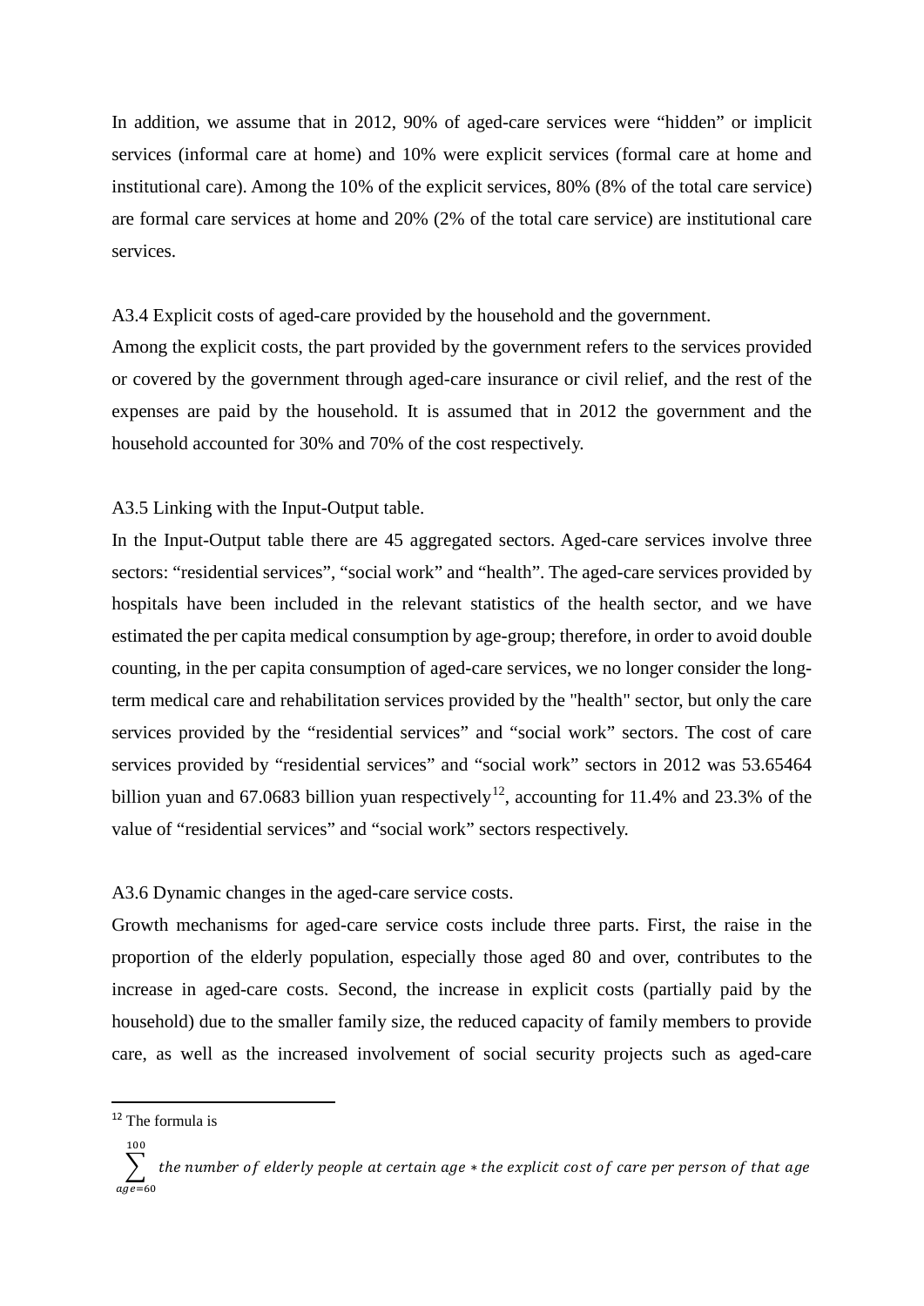In addition, we assume that in 2012, 90% of aged-care services were "hidden" or implicit services (informal care at home) and 10% were explicit services (formal care at home and institutional care). Among the 10% of the explicit services, 80% (8% of the total care service) are formal care services at home and 20% (2% of the total care service) are institutional care services.

A3.4 Explicit costs of aged-care provided by the household and the government.

Among the explicit costs, the part provided by the government refers to the services provided or covered by the government through aged-care insurance or civil relief, and the rest of the expenses are paid by the household. It is assumed that in 2012 the government and the household accounted for 30% and 70% of the cost respectively.

A3.5 Linking with the Input-Output table.

In the Input-Output table there are 45 aggregated sectors. Aged-care services involve three sectors: "residential services", "social work" and "health". The aged-care services provided by hospitals have been included in the relevant statistics of the health sector, and we have estimated the per capita medical consumption by age-group; therefore, in order to avoid double counting, in the per capita consumption of aged-care services, we no longer consider the long-term medical care and rehabilitation services provided by the "health" sector, but only the care services provided by the "residential services" and "social work" sectors. The cost of care services provided by "residential services" and "social work" sectors in 2012 was 53.65464 billion yuan and 67.0683 billion yuan respectively[12], accounting for 11.4% and 23.3% of the value of "residential services" and "social work" sectors respectively.

A3.6 Dynamic changes in the aged-care service costs.

Growth mechanisms for aged-care service costs include three parts. First, the raise in the proportion of the elderly population, especially those aged 80 and over, contributes to the increase in aged-care costs. Second, the increase in explicit costs (partially paid by the household) due to the smaller family size, the reduced capacity of family members to provide care, as well as the increased involvement of social security projects such as aged-care

---

[12] The formula is

$$\sum_{age=60}^{100} the\ number\ of\ elderly\ people\ at\ certain\ age * the\ explicit\ cost\ of\ care\ per\ person\ of\ that\ age$$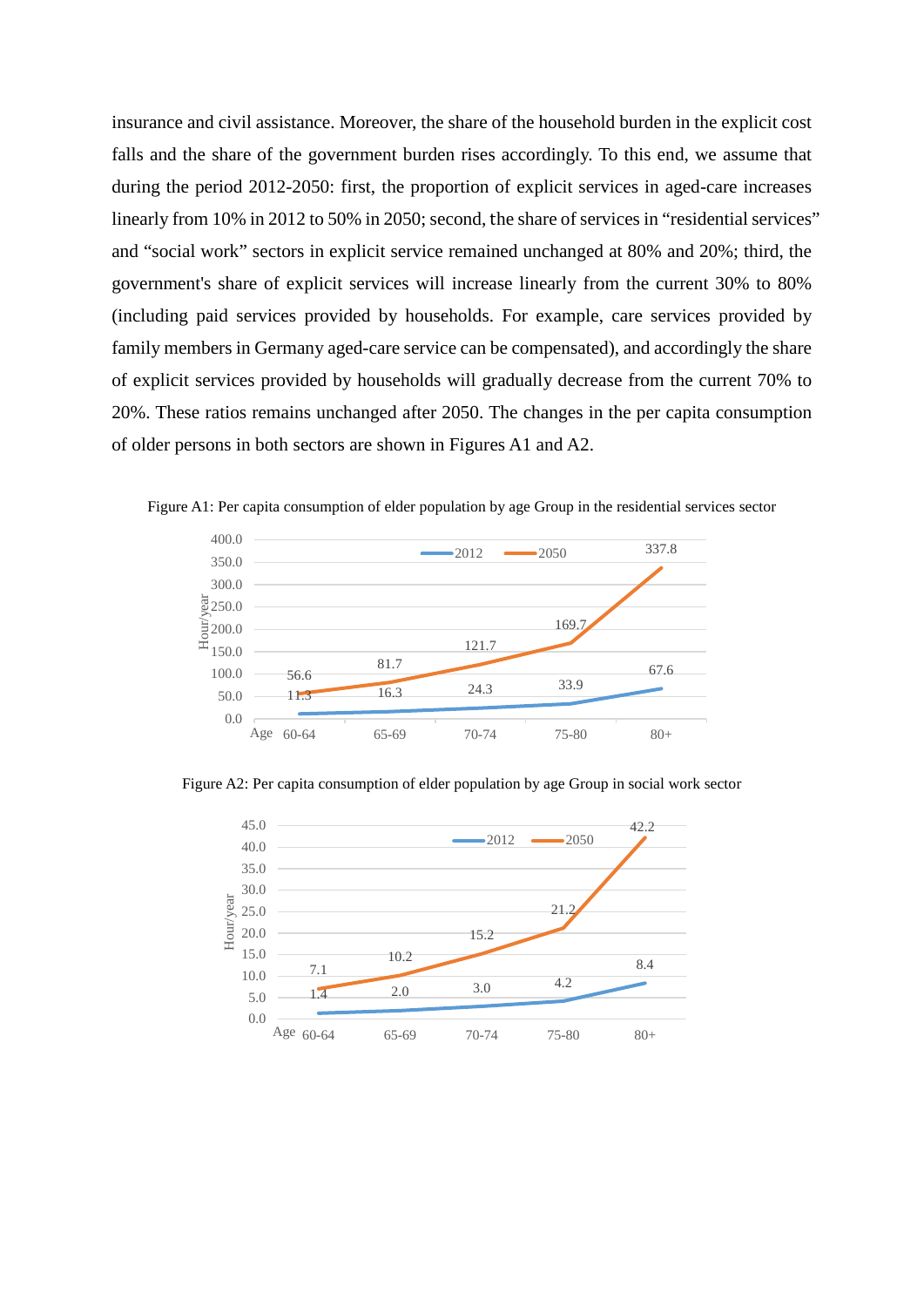insurance and civil assistance. Moreover, the share of the household burden in the explicit cost falls and the share of the government burden rises accordingly. To this end, we assume that during the period 2012-2050: first, the proportion of explicit services in aged-care increases linearly from 10% in 2012 to 50% in 2050; second, the share of services in "residential services" and "social work" sectors in explicit service remained unchanged at 80% and 20%; third, the government's share of explicit services will increase linearly from the current 30% to 80% (including paid services provided by households. For example, care services provided by family members in Germany aged-care service can be compensated), and accordingly the share of explicit services provided by households will gradually decrease from the current 70% to 20%. These ratios remains unchanged after 2050. The changes in the per capita consumption of older persons in both sectors are shown in Figures A1 and A2.

Figure A1: Per capita consumption of elder population by age Group in the residential services sector

Hour/year
400.0
350.0
300.0
250.0
200.0
150.0
100.0
50.0
0.0
2012
2050
Age 60-64 65-69 70-74 75-80 80+
56.6
11.3
81.7
16.3
121.7
24.3
169.7
33.9
337.8
67.6

Figure A2: Per capita consumption of elder population by age Group in social work sector

Hour/year
45.0
40.0
35.0
30.0
25.0
20.0
15.0
10.0
5.0
0.0
2012
2050
Age 60-64 65-69 70-74 75-80 80+
7.1
1.4
10.2
2.0
15.2
3.0
21.2
4.2
42.2
8.4